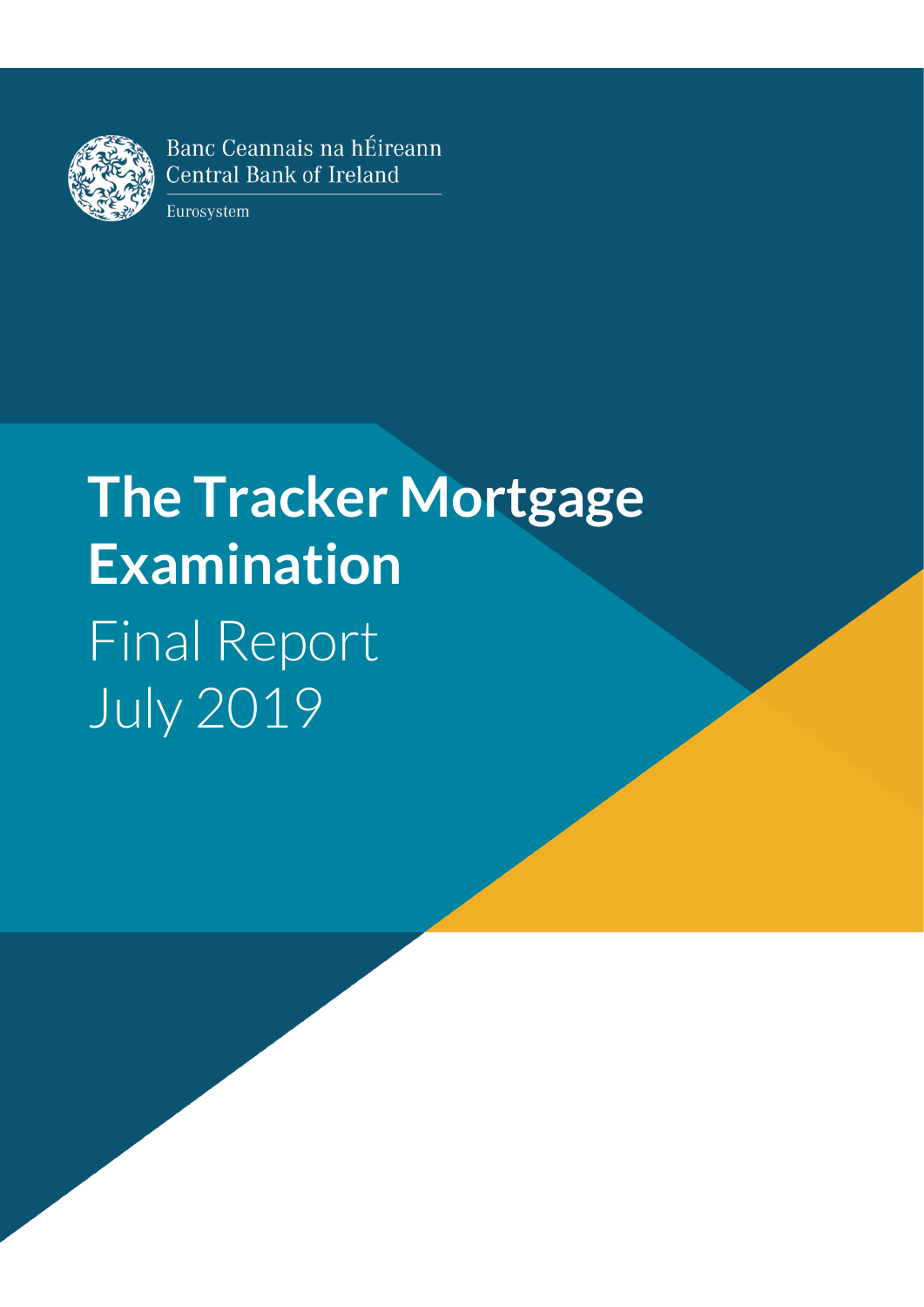Banc Ceannais na hÉireann
Central Bank of Ireland

Eurosystem

# The Tracker Mortgage Examination

Final Report
July 2019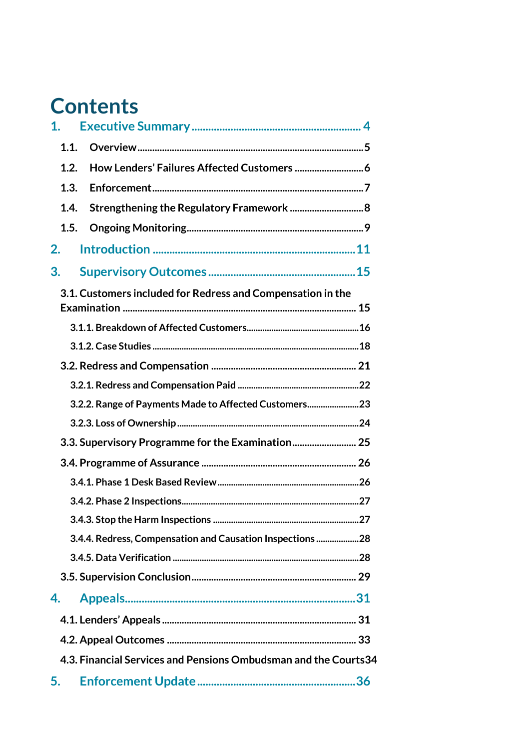# Contents

1. Executive Summary ... 4
   - 1.1. Overview ... 5
   - 1.2. How Lenders' Failures Affected Customers ... 6
   - 1.3. Enforcement ... 7
   - 1.4. Strengthening the Regulatory Framework ... 8
   - 1.5. Ongoing Monitoring ... 9
2. Introduction ... 11
3. Supervisory Outcomes ... 15
   - 3.1. Customers included for Redress and Compensation in the Examination ... 15
     - 3.1.1. Breakdown of Affected Customers ... 16
     - 3.1.2. Case Studies ... 18
   - 3.2. Redress and Compensation ... 21
     - 3.2.1. Redress and Compensation Paid ... 22
     - 3.2.2. Range of Payments Made to Affected Customers ... 23
     - 3.2.3. Loss of Ownership ... 24
   - 3.3. Supervisory Programme for the Examination ... 25
   - 3.4. Programme of Assurance ... 26
     - 3.4.1. Phase 1 Desk Based Review ... 26
     - 3.4.2. Phase 2 Inspections ... 27
     - 3.4.3. Stop the Harm Inspections ... 27
     - 3.4.4. Redress, Compensation and Causation Inspections ... 28
     - 3.4.5. Data Verification ... 28
   - 3.5. Supervision Conclusion ... 29
4. Appeals ... 31
   - 4.1. Lenders' Appeals ... 31
   - 4.2. Appeal Outcomes ... 33
   - 4.3. Financial Services and Pensions Ombudsman and the Courts ... 34
5. Enforcement Update ... 36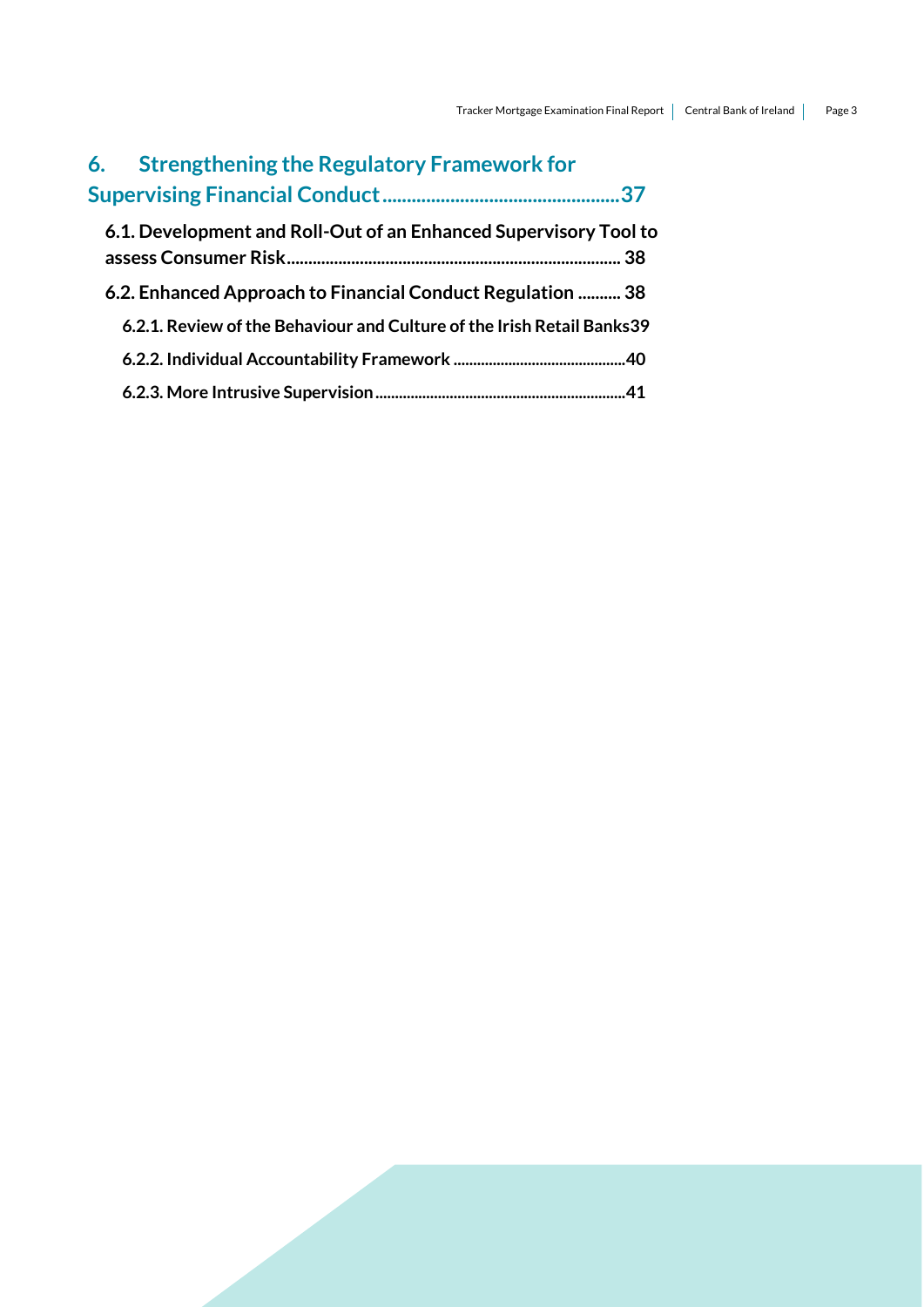6. Strengthening the Regulatory Framework for Supervising Financial Conduct....................................................37

6.1. Development and Roll-Out of an Enhanced Supervisory Tool to assess Consumer Risk.................................................................................. 38

6.2. Enhanced Approach to Financial Conduct Regulation .......... 38

6.2.1. Review of the Behaviour and Culture of the Irish Retail Banks39

6.2.2. Individual Accountability Framework ............................................40

6.2.3. More Intrusive Supervision.................................................................41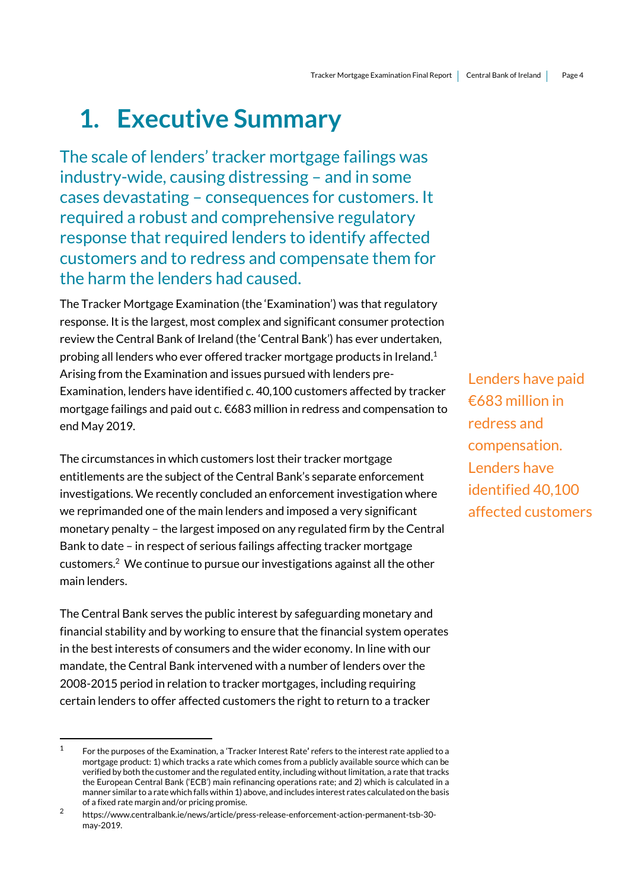# 1. Executive Summary

## The scale of lenders' tracker mortgage failings was industry-wide, causing distressing – and in some cases devastating – consequences for customers. It required a robust and comprehensive regulatory response that required lenders to identify affected customers and to redress and compensate them for the harm the lenders had caused.

The Tracker Mortgage Examination (the 'Examination') was that regulatory response. It is the largest, most complex and significant consumer protection review the Central Bank of Ireland (the 'Central Bank') has ever undertaken, probing all lenders who ever offered tracker mortgage products in Ireland.[1] Arising from the Examination and issues pursued with lenders pre-Examination, lenders have identified c. 40,100 customers affected by tracker mortgage failings and paid out c. €683 million in redress and compensation to end May 2019.

> Lenders have paid €683 million in redress and compensation. Lenders have identified 40,100 affected customers

The circumstances in which customers lost their tracker mortgage entitlements are the subject of the Central Bank's separate enforcement investigations. We recently concluded an enforcement investigation where we reprimanded one of the main lenders and imposed a very significant monetary penalty – the largest imposed on any regulated firm by the Central Bank to date – in respect of serious failings affecting tracker mortgage customers.[2] We continue to pursue our investigations against all the other main lenders.

The Central Bank serves the public interest by safeguarding monetary and financial stability and by working to ensure that the financial system operates in the best interests of consumers and the wider economy. In line with our mandate, the Central Bank intervened with a number of lenders over the 2008-2015 period in relation to tracker mortgages, including requiring certain lenders to offer affected customers the right to return to a tracker

---

[1] For the purposes of the Examination, a 'Tracker Interest Rate' refers to the interest rate applied to a mortgage product: 1) which tracks a rate which comes from a publicly available source which can be verified by both the customer and the regulated entity, including without limitation, a rate that tracks the European Central Bank ('ECB') main refinancing operations rate; and 2) which is calculated in a manner similar to a rate which falls within 1) above, and includes interest rates calculated on the basis of a fixed rate margin and/or pricing promise.

[2] https://www.centralbank.ie/news/article/press-release-enforcement-action-permanent-tsb-30-may-2019.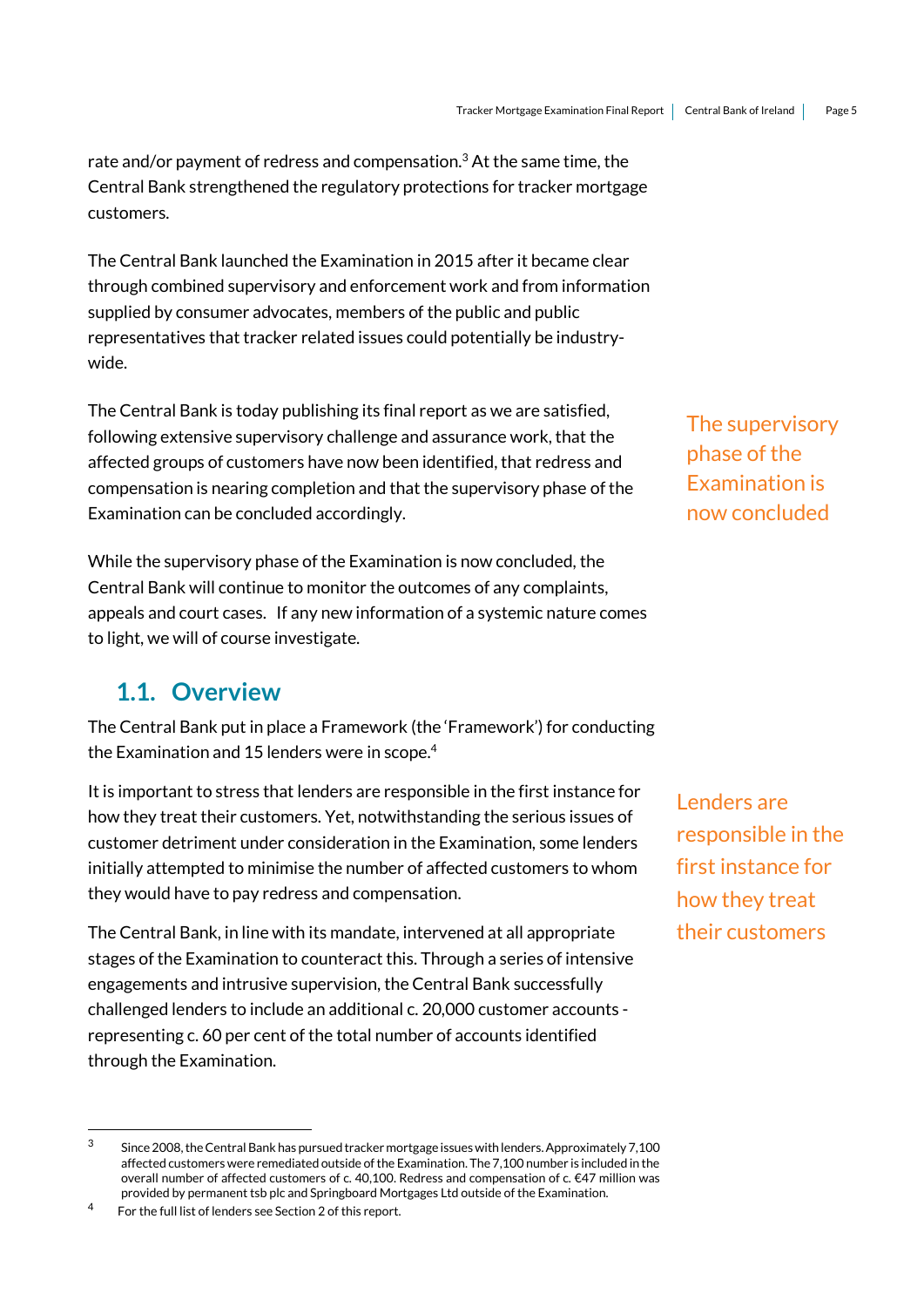rate and/or payment of redress and compensation.[3] At the same time, the Central Bank strengthened the regulatory protections for tracker mortgage customers.

The Central Bank launched the Examination in 2015 after it became clear through combined supervisory and enforcement work and from information supplied by consumer advocates, members of the public and public representatives that tracker related issues could potentially be industry-wide.

The Central Bank is today publishing its final report as we are satisfied, following extensive supervisory challenge and assurance work, that the affected groups of customers have now been identified, that redress and compensation is nearing completion and that the supervisory phase of the Examination can be concluded accordingly.

The supervisory phase of the Examination is now concluded

While the supervisory phase of the Examination is now concluded, the Central Bank will continue to monitor the outcomes of any complaints, appeals and court cases. If any new information of a systemic nature comes to light, we will of course investigate.

## 1.1. Overview

The Central Bank put in place a Framework (the 'Framework') for conducting the Examination and 15 lenders were in scope.[4]

It is important to stress that lenders are responsible in the first instance for how they treat their customers. Yet, notwithstanding the serious issues of customer detriment under consideration in the Examination, some lenders initially attempted to minimise the number of affected customers to whom they would have to pay redress and compensation.

Lenders are responsible in the first instance for how they treat their customers

The Central Bank, in line with its mandate, intervened at all appropriate stages of the Examination to counteract this. Through a series of intensive engagements and intrusive supervision, the Central Bank successfully challenged lenders to include an additional c. 20,000 customer accounts - representing c. 60 per cent of the total number of accounts identified through the Examination.

---

[3] Since 2008, the Central Bank has pursued tracker mortgage issues with lenders. Approximately 7,100 affected customers were remediated outside of the Examination. The 7,100 number is included in the overall number of affected customers of c. 40,100. Redress and compensation of c. €47 million was provided by permanent tsb plc and Springboard Mortgages Ltd outside of the Examination.

[4] For the full list of lenders see Section 2 of this report.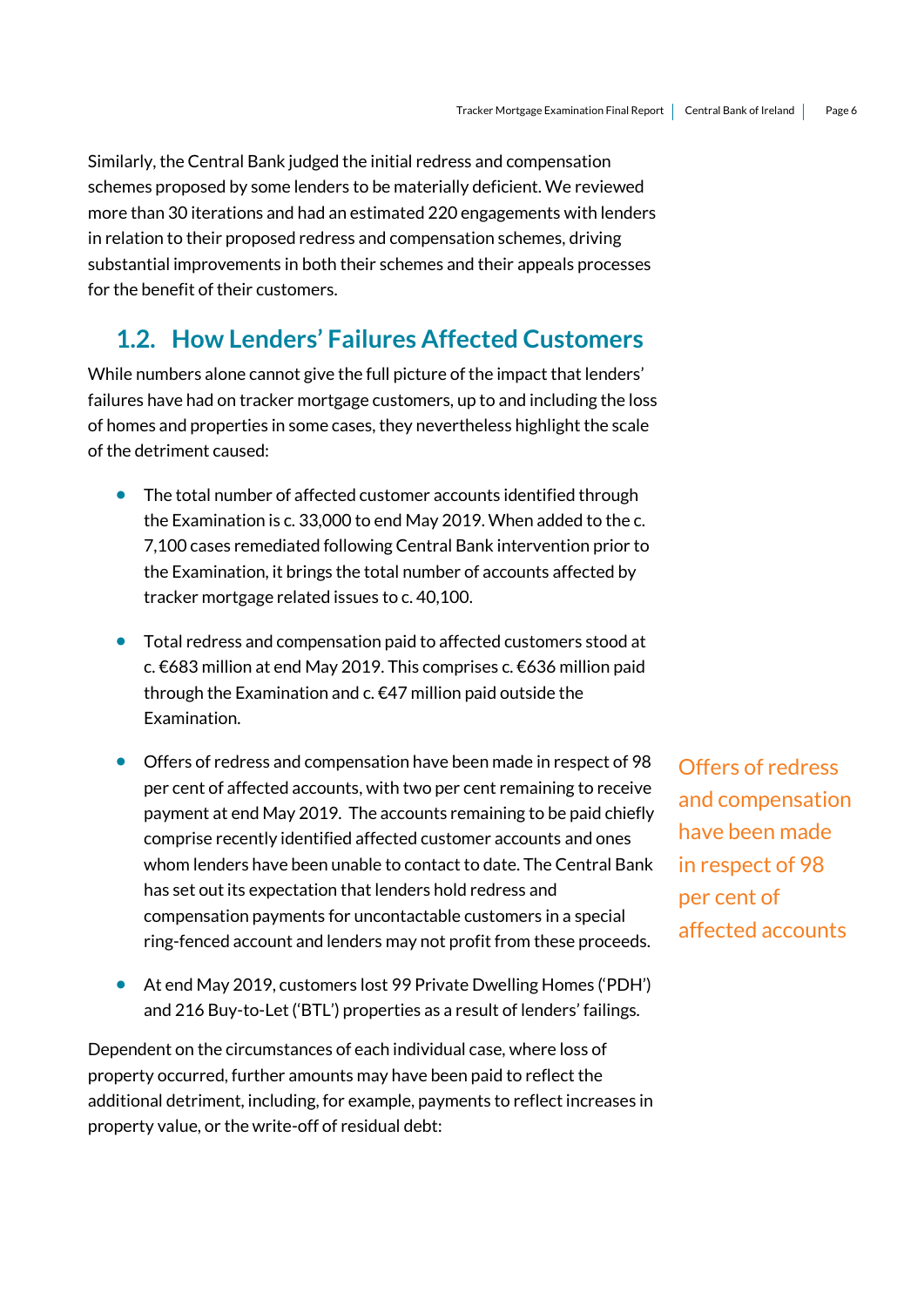Similarly, the Central Bank judged the initial redress and compensation schemes proposed by some lenders to be materially deficient. We reviewed more than 30 iterations and had an estimated 220 engagements with lenders in relation to their proposed redress and compensation schemes, driving substantial improvements in both their schemes and their appeals processes for the benefit of their customers.

## 1.2. How Lenders' Failures Affected Customers

While numbers alone cannot give the full picture of the impact that lenders' failures have had on tracker mortgage customers, up to and including the loss of homes and properties in some cases, they nevertheless highlight the scale of the detriment caused:

- The total number of affected customer accounts identified through the Examination is c. 33,000 to end May 2019. When added to the c. 7,100 cases remediated following Central Bank intervention prior to the Examination, it brings the total number of accounts affected by tracker mortgage related issues to c. 40,100.

- Total redress and compensation paid to affected customers stood at c. €683 million at end May 2019. This comprises c. €636 million paid through the Examination and c. €47 million paid outside the Examination.

- Offers of redress and compensation have been made in respect of 98 per cent of affected accounts, with two per cent remaining to receive payment at end May 2019. The accounts remaining to be paid chiefly comprise recently identified affected customer accounts and ones whom lenders have been unable to contact to date. The Central Bank has set out its expectation that lenders hold redress and compensation payments for uncontactable customers in a special ring-fenced account and lenders may not profit from these proceeds.

- At end May 2019, customers lost 99 Private Dwelling Homes ('PDH') and 216 Buy-to-Let ('BTL') properties as a result of lenders' failings.

> Offers of redress and compensation have been made in respect of 98 per cent of affected accounts

Dependent on the circumstances of each individual case, where loss of property occurred, further amounts may have been paid to reflect the additional detriment, including, for example, payments to reflect increases in property value, or the write-off of residual debt: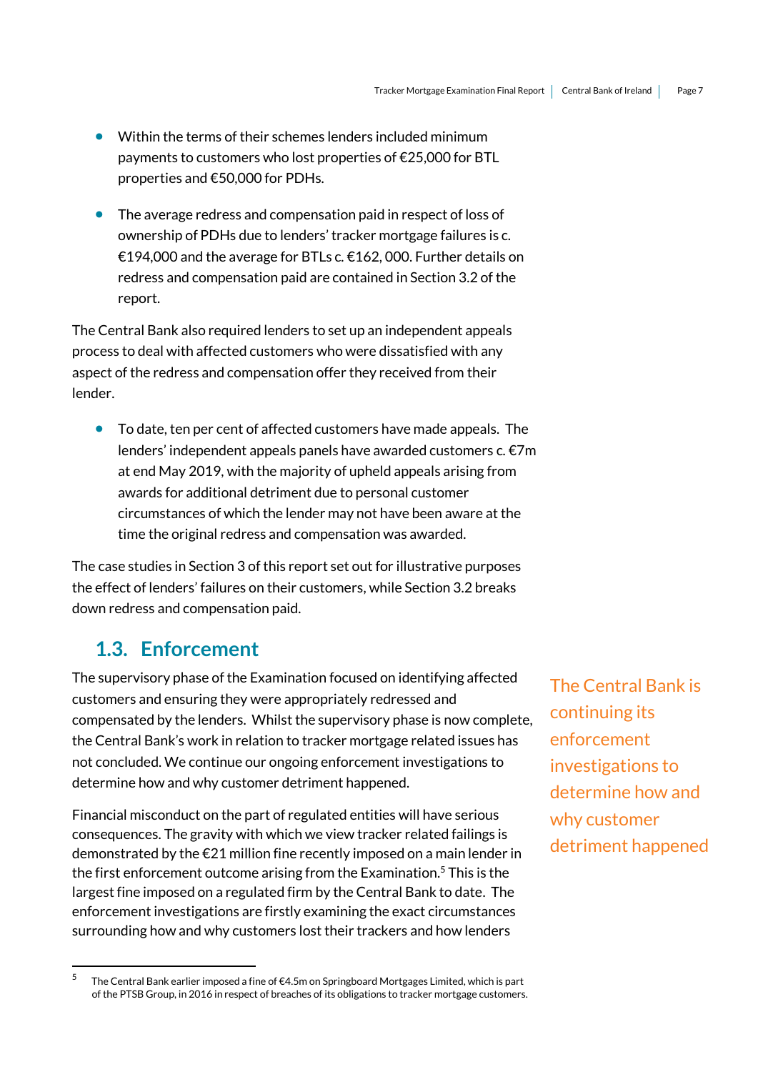- Within the terms of their schemes lenders included minimum payments to customers who lost properties of €25,000 for BTL properties and €50,000 for PDHs.

- The average redress and compensation paid in respect of loss of ownership of PDHs due to lenders' tracker mortgage failures is c. €194,000 and the average for BTLs c. €162, 000. Further details on redress and compensation paid are contained in Section 3.2 of the report.

The Central Bank also required lenders to set up an independent appeals process to deal with affected customers who were dissatisfied with any aspect of the redress and compensation offer they received from their lender.

- To date, ten per cent of affected customers have made appeals. The lenders' independent appeals panels have awarded customers c. €7m at end May 2019, with the majority of upheld appeals arising from awards for additional detriment due to personal customer circumstances of which the lender may not have been aware at the time the original redress and compensation was awarded.

The case studies in Section 3 of this report set out for illustrative purposes the effect of lenders' failures on their customers, while Section 3.2 breaks down redress and compensation paid.

## 1.3. Enforcement

The supervisory phase of the Examination focused on identifying affected customers and ensuring they were appropriately redressed and compensated by the lenders. Whilst the supervisory phase is now complete, the Central Bank's work in relation to tracker mortgage related issues has not concluded. We continue our ongoing enforcement investigations to determine how and why customer detriment happened.

The Central Bank is continuing its enforcement investigations to determine how and why customer detriment happened

Financial misconduct on the part of regulated entities will have serious consequences. The gravity with which we view tracker related failings is demonstrated by the €21 million fine recently imposed on a main lender in the first enforcement outcome arising from the Examination.[5] This is the largest fine imposed on a regulated firm by the Central Bank to date. The enforcement investigations are firstly examining the exact circumstances surrounding how and why customers lost their trackers and how lenders

[5] The Central Bank earlier imposed a fine of €4.5m on Springboard Mortgages Limited, which is part of the PTSB Group, in 2016 in respect of breaches of its obligations to tracker mortgage customers.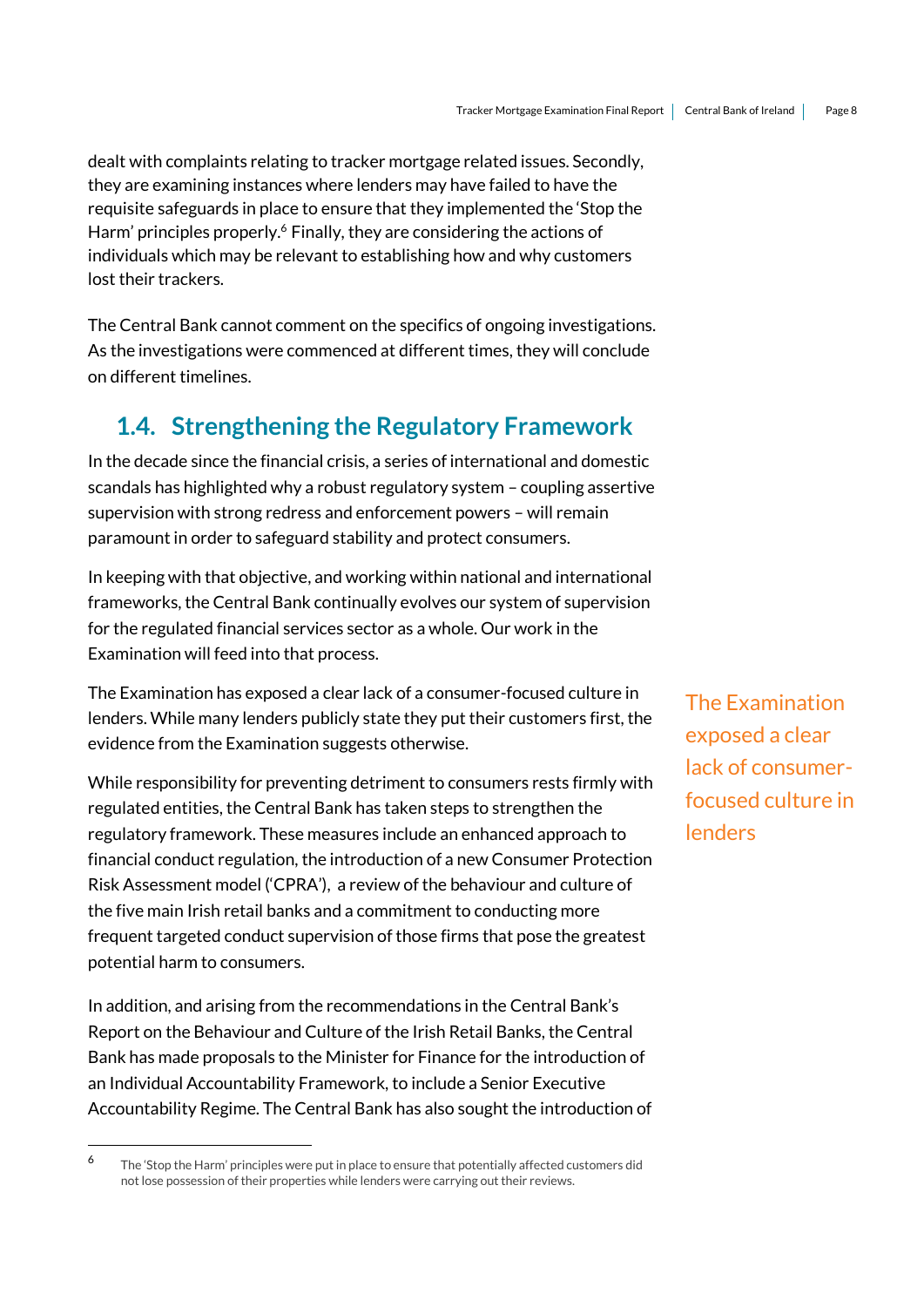dealt with complaints relating to tracker mortgage related issues. Secondly, they are examining instances where lenders may have failed to have the requisite safeguards in place to ensure that they implemented the 'Stop the Harm' principles properly.[6] Finally, they are considering the actions of individuals which may be relevant to establishing how and why customers lost their trackers.

The Central Bank cannot comment on the specifics of ongoing investigations. As the investigations were commenced at different times, they will conclude on different timelines.

## 1.4. Strengthening the Regulatory Framework

In the decade since the financial crisis, a series of international and domestic scandals has highlighted why a robust regulatory system – coupling assertive supervision with strong redress and enforcement powers – will remain paramount in order to safeguard stability and protect consumers.

In keeping with that objective, and working within national and international frameworks, the Central Bank continually evolves our system of supervision for the regulated financial services sector as a whole. Our work in the Examination will feed into that process.

The Examination has exposed a clear lack of a consumer-focused culture in lenders. While many lenders publicly state they put their customers first, the evidence from the Examination suggests otherwise.

> The Examination exposed a clear lack of consumer-focused culture in lenders

While responsibility for preventing detriment to consumers rests firmly with regulated entities, the Central Bank has taken steps to strengthen the regulatory framework. These measures include an enhanced approach to financial conduct regulation, the introduction of a new Consumer Protection Risk Assessment model ('CPRA'), a review of the behaviour and culture of the five main Irish retail banks and a commitment to conducting more frequent targeted conduct supervision of those firms that pose the greatest potential harm to consumers.

In addition, and arising from the recommendations in the Central Bank's Report on the Behaviour and Culture of the Irish Retail Banks, the Central Bank has made proposals to the Minister for Finance for the introduction of an Individual Accountability Framework, to include a Senior Executive Accountability Regime. The Central Bank has also sought the introduction of

---

[6] The 'Stop the Harm' principles were put in place to ensure that potentially affected customers did not lose possession of their properties while lenders were carrying out their reviews.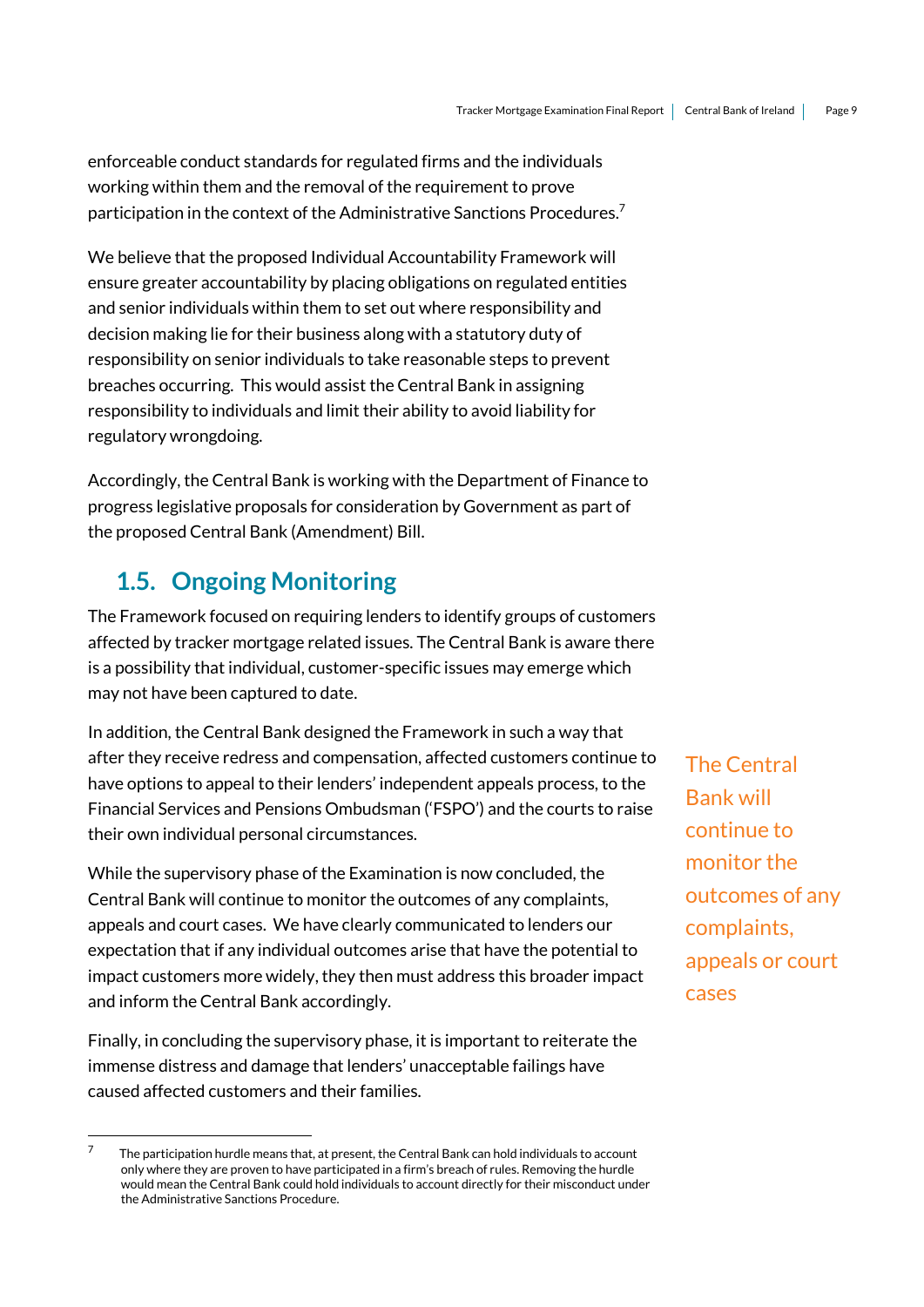enforceable conduct standards for regulated firms and the individuals working within them and the removal of the requirement to prove participation in the context of the Administrative Sanctions Procedures.[7]

We believe that the proposed Individual Accountability Framework will ensure greater accountability by placing obligations on regulated entities and senior individuals within them to set out where responsibility and decision making lie for their business along with a statutory duty of responsibility on senior individuals to take reasonable steps to prevent breaches occurring. This would assist the Central Bank in assigning responsibility to individuals and limit their ability to avoid liability for regulatory wrongdoing.

Accordingly, the Central Bank is working with the Department of Finance to progress legislative proposals for consideration by Government as part of the proposed Central Bank (Amendment) Bill.

## 1.5. Ongoing Monitoring

The Framework focused on requiring lenders to identify groups of customers affected by tracker mortgage related issues. The Central Bank is aware there is a possibility that individual, customer-specific issues may emerge which may not have been captured to date.

In addition, the Central Bank designed the Framework in such a way that after they receive redress and compensation, affected customers continue to have options to appeal to their lenders' independent appeals process, to the Financial Services and Pensions Ombudsman ('FSPO') and the courts to raise their own individual personal circumstances.

> The Central Bank will continue to monitor the outcomes of any complaints, appeals or court cases

While the supervisory phase of the Examination is now concluded, the Central Bank will continue to monitor the outcomes of any complaints, appeals and court cases. We have clearly communicated to lenders our expectation that if any individual outcomes arise that have the potential to impact customers more widely, they then must address this broader impact and inform the Central Bank accordingly.

Finally, in concluding the supervisory phase, it is important to reiterate the immense distress and damage that lenders' unacceptable failings have caused affected customers and their families.

---

[7] The participation hurdle means that, at present, the Central Bank can hold individuals to account only where they are proven to have participated in a firm's breach of rules. Removing the hurdle would mean the Central Bank could hold individuals to account directly for their misconduct under the Administrative Sanctions Procedure.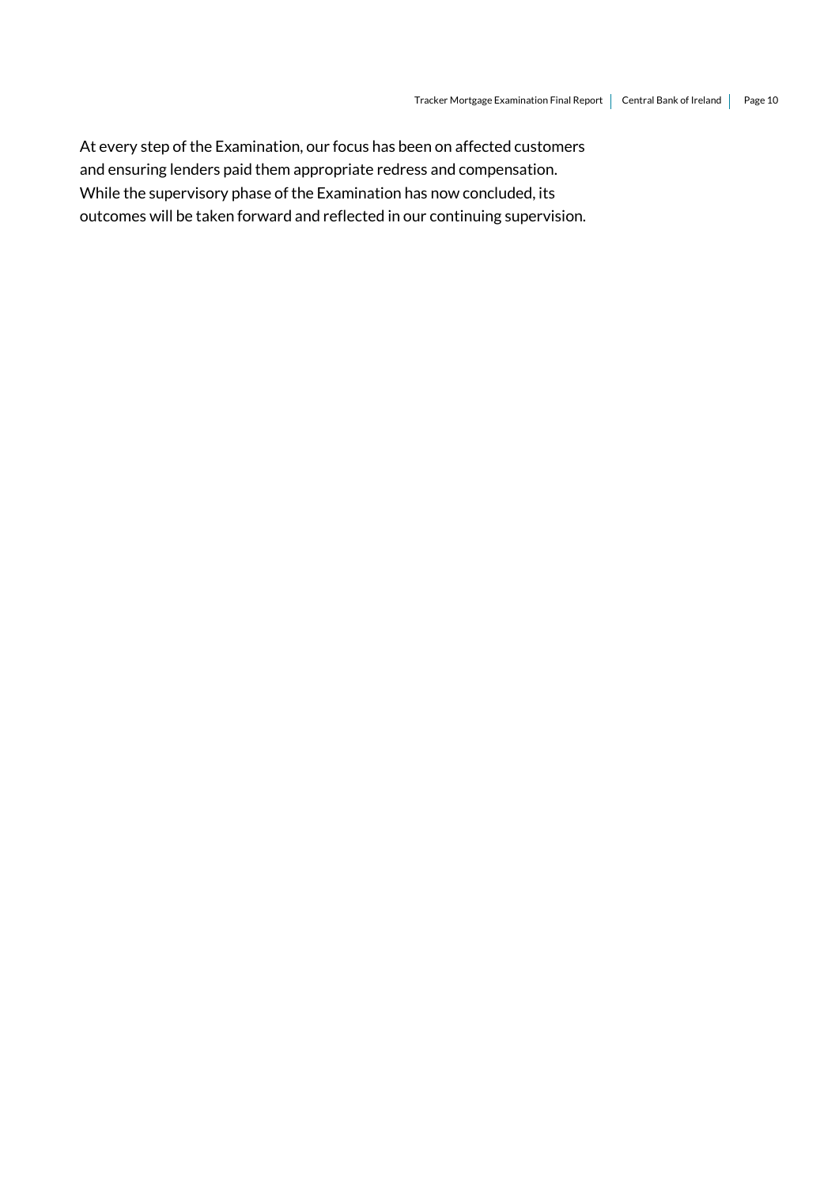At every step of the Examination, our focus has been on affected customers and ensuring lenders paid them appropriate redress and compensation. While the supervisory phase of the Examination has now concluded, its outcomes will be taken forward and reflected in our continuing supervision.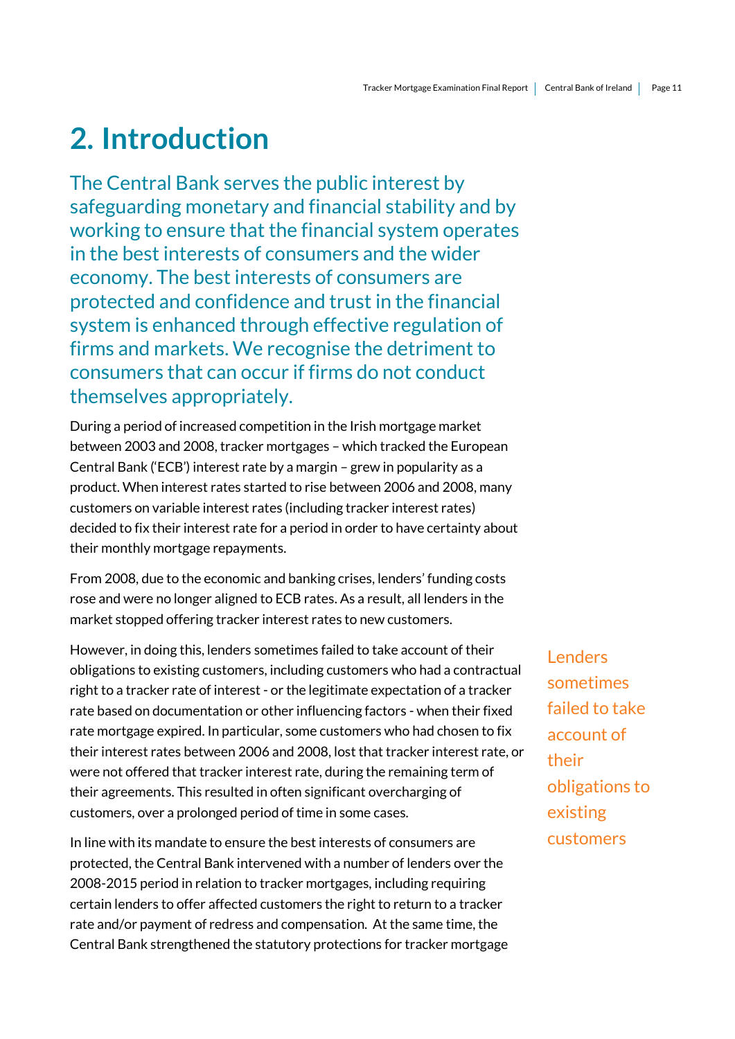## 2. Introduction

The Central Bank serves the public interest by safeguarding monetary and financial stability and by working to ensure that the financial system operates in the best interests of consumers and the wider economy. The best interests of consumers are protected and confidence and trust in the financial system is enhanced through effective regulation of firms and markets. We recognise the detriment to consumers that can occur if firms do not conduct themselves appropriately.

During a period of increased competition in the Irish mortgage market between 2003 and 2008, tracker mortgages – which tracked the European Central Bank ('ECB') interest rate by a margin – grew in popularity as a product. When interest rates started to rise between 2006 and 2008, many customers on variable interest rates (including tracker interest rates) decided to fix their interest rate for a period in order to have certainty about their monthly mortgage repayments.

From 2008, due to the economic and banking crises, lenders' funding costs rose and were no longer aligned to ECB rates. As a result, all lenders in the market stopped offering tracker interest rates to new customers.

However, in doing this, lenders sometimes failed to take account of their obligations to existing customers, including customers who had a contractual right to a tracker rate of interest - or the legitimate expectation of a tracker rate based on documentation or other influencing factors - when their fixed rate mortgage expired. In particular, some customers who had chosen to fix their interest rates between 2006 and 2008, lost that tracker interest rate, or were not offered that tracker interest rate, during the remaining term of their agreements. This resulted in often significant overcharging of customers, over a prolonged period of time in some cases.

> Lenders sometimes failed to take account of their obligations to existing customers

In line with its mandate to ensure the best interests of consumers are protected, the Central Bank intervened with a number of lenders over the 2008-2015 period in relation to tracker mortgages, including requiring certain lenders to offer affected customers the right to return to a tracker rate and/or payment of redress and compensation. At the same time, the Central Bank strengthened the statutory protections for tracker mortgage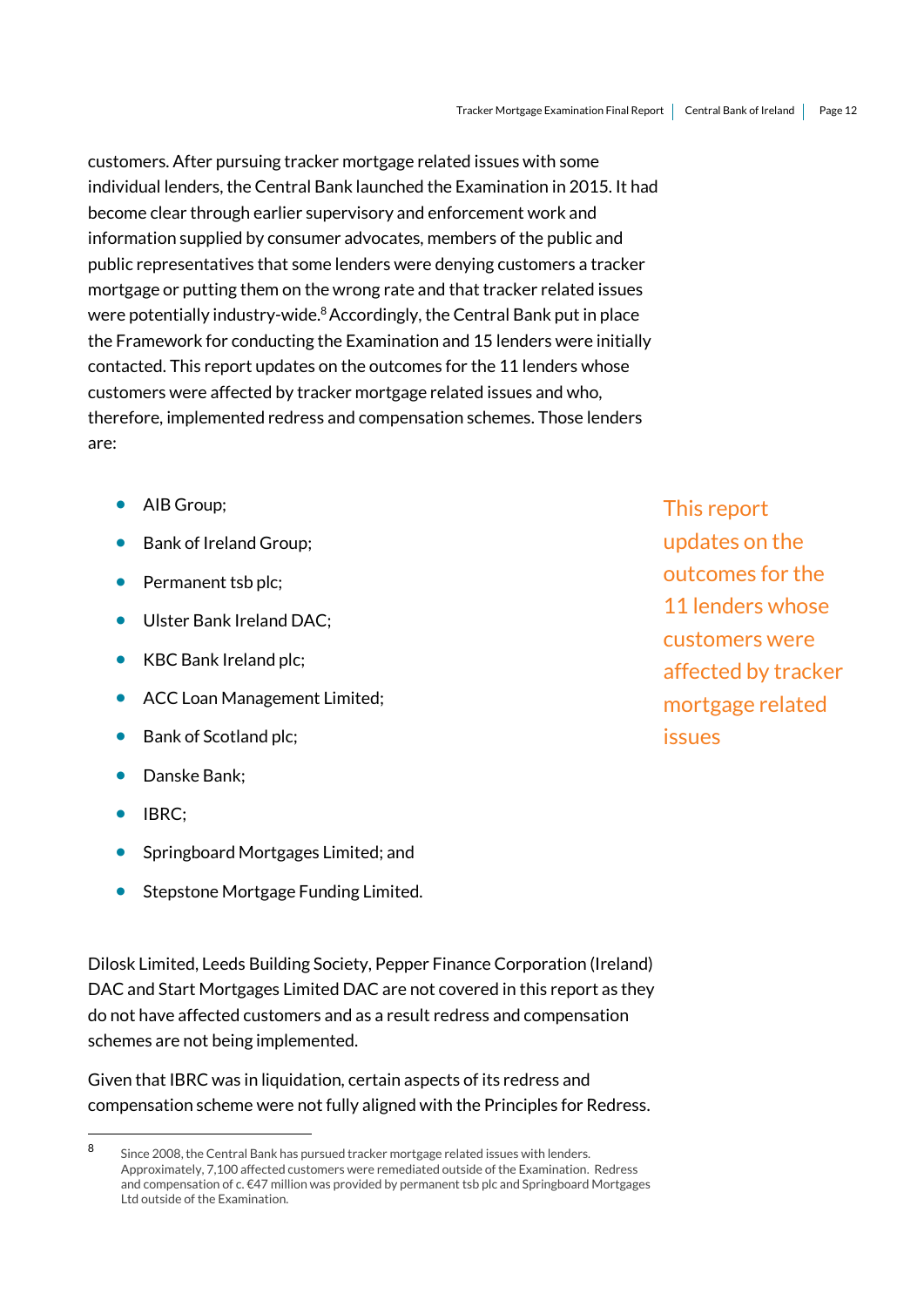customers. After pursuing tracker mortgage related issues with some individual lenders, the Central Bank launched the Examination in 2015. It had become clear through earlier supervisory and enforcement work and information supplied by consumer advocates, members of the public and public representatives that some lenders were denying customers a tracker mortgage or putting them on the wrong rate and that tracker related issues were potentially industry-wide.[8] Accordingly, the Central Bank put in place the Framework for conducting the Examination and 15 lenders were initially contacted. This report updates on the outcomes for the 11 lenders whose customers were affected by tracker mortgage related issues and who, therefore, implemented redress and compensation schemes. Those lenders are:

- AIB Group;
- Bank of Ireland Group;
- Permanent tsb plc;
- Ulster Bank Ireland DAC;
- KBC Bank Ireland plc;
- ACC Loan Management Limited;
- Bank of Scotland plc;
- Danske Bank;
- IBRC;
- Springboard Mortgages Limited; and
- Stepstone Mortgage Funding Limited.

This report updates on the outcomes for the 11 lenders whose customers were affected by tracker mortgage related issues

Dilosk Limited, Leeds Building Society, Pepper Finance Corporation (Ireland) DAC and Start Mortgages Limited DAC are not covered in this report as they do not have affected customers and as a result redress and compensation schemes are not being implemented.

Given that IBRC was in liquidation, certain aspects of its redress and compensation scheme were not fully aligned with the Principles for Redress.

---

[8] Since 2008, the Central Bank has pursued tracker mortgage related issues with lenders. Approximately, 7,100 affected customers were remediated outside of the Examination. Redress and compensation of c. €47 million was provided by permanent tsb plc and Springboard Mortgages Ltd outside of the Examination.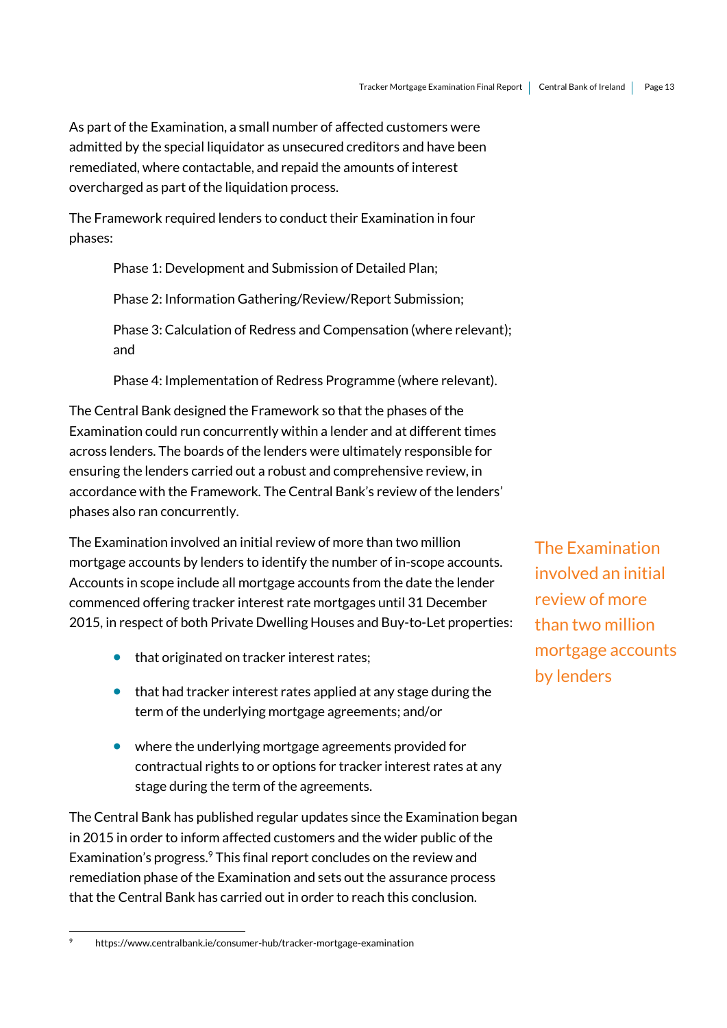As part of the Examination, a small number of affected customers were admitted by the special liquidator as unsecured creditors and have been remediated, where contactable, and repaid the amounts of interest overcharged as part of the liquidation process.

The Framework required lenders to conduct their Examination in four phases:

Phase 1: Development and Submission of Detailed Plan;

Phase 2: Information Gathering/Review/Report Submission;

Phase 3: Calculation of Redress and Compensation (where relevant); and

Phase 4: Implementation of Redress Programme (where relevant).

The Central Bank designed the Framework so that the phases of the Examination could run concurrently within a lender and at different times across lenders. The boards of the lenders were ultimately responsible for ensuring the lenders carried out a robust and comprehensive review, in accordance with the Framework. The Central Bank's review of the lenders' phases also ran concurrently.

The Examination involved an initial review of more than two million mortgage accounts by lenders to identify the number of in-scope accounts. Accounts in scope include all mortgage accounts from the date the lender commenced offering tracker interest rate mortgages until 31 December 2015, in respect of both Private Dwelling Houses and Buy-to-Let properties:

> The Examination involved an initial review of more than two million mortgage accounts by lenders

- that originated on tracker interest rates;
- that had tracker interest rates applied at any stage during the term of the underlying mortgage agreements; and/or
- where the underlying mortgage agreements provided for contractual rights to or options for tracker interest rates at any stage during the term of the agreements.

The Central Bank has published regular updates since the Examination began in 2015 in order to inform affected customers and the wider public of the Examination's progress.[9] This final report concludes on the review and remediation phase of the Examination and sets out the assurance process that the Central Bank has carried out in order to reach this conclusion.

---

[9] https://www.centralbank.ie/consumer-hub/tracker-mortgage-examination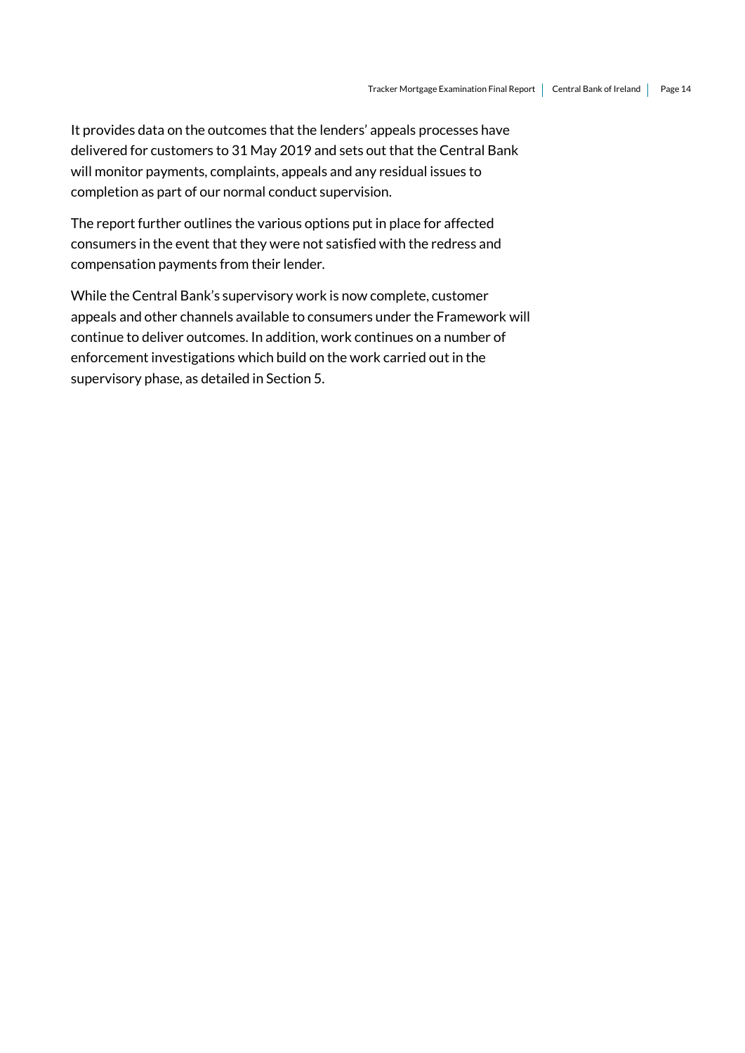It provides data on the outcomes that the lenders' appeals processes have delivered for customers to 31 May 2019 and sets out that the Central Bank will monitor payments, complaints, appeals and any residual issues to completion as part of our normal conduct supervision.

The report further outlines the various options put in place for affected consumers in the event that they were not satisfied with the redress and compensation payments from their lender.

While the Central Bank's supervisory work is now complete, customer appeals and other channels available to consumers under the Framework will continue to deliver outcomes. In addition, work continues on a number of enforcement investigations which build on the work carried out in the supervisory phase, as detailed in Section 5.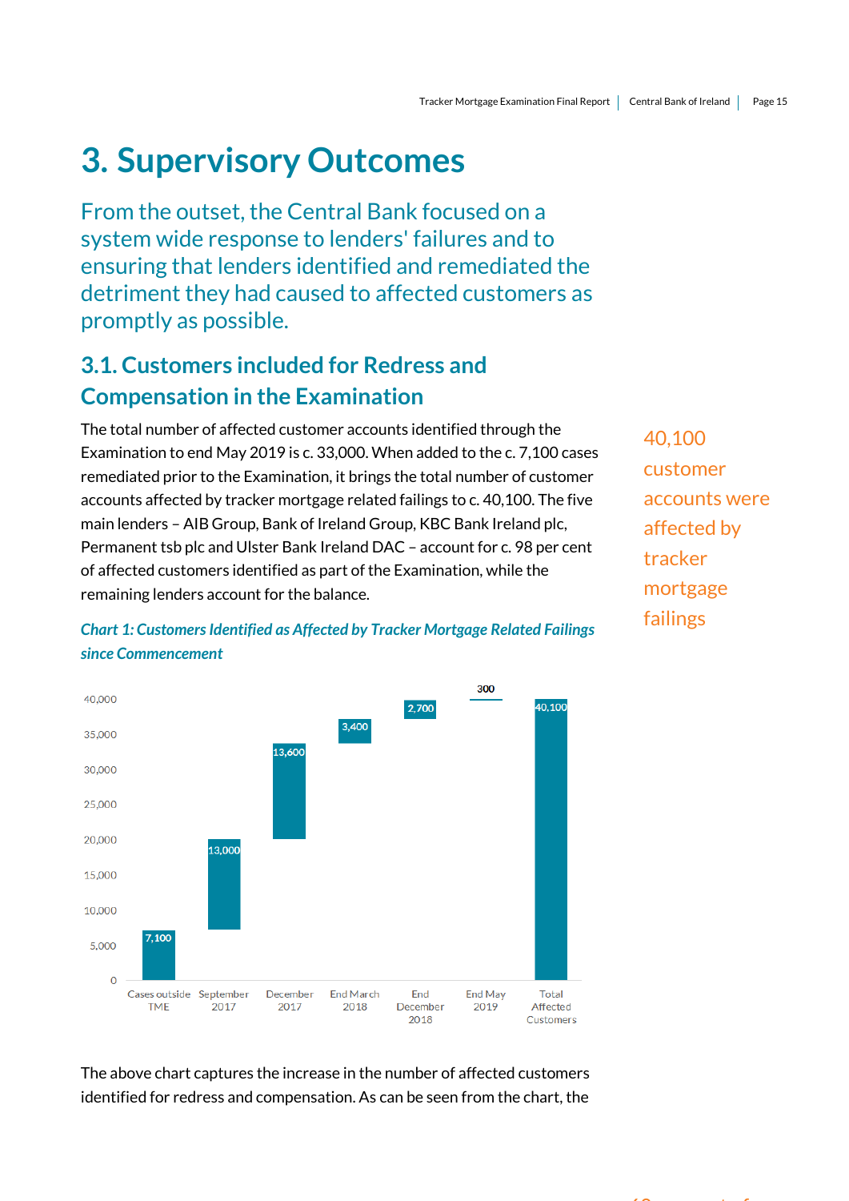# 3. Supervisory Outcomes

From the outset, the Central Bank focused on a system wide response to lenders' failures and to ensuring that lenders identified and remediated the detriment they had caused to affected customers as promptly as possible.

## 3.1. Customers included for Redress and Compensation in the Examination

The total number of affected customer accounts identified through the Examination to end May 2019 is c. 33,000. When added to the c. 7,100 cases remediated prior to the Examination, it brings the total number of customer accounts affected by tracker mortgage related failings to c. 40,100. The five main lenders – AIB Group, Bank of Ireland Group, KBC Bank Ireland plc, Permanent tsb plc and Ulster Bank Ireland DAC – account for c. 98 per cent of affected customers identified as part of the Examination, while the remaining lenders account for the balance.

40,100 customer accounts were affected by tracker mortgage failings

*Chart 1: Customers Identified as Affected by Tracker Mortgage Related Failings since Commencement*

| Period | Customers |
|---|---|
| Cases outside TME | 7,100 |
| September 2017 | 13,000 |
| December 2017 | 13,600 |
| End March 2018 | 3,400 |
| End December 2018 | 2,700 |
| End May 2019 | 300 |
| Total Affected Customers | 40,100 |

The above chart captures the increase in the number of affected customers identified for redress and compensation. As can be seen from the chart, the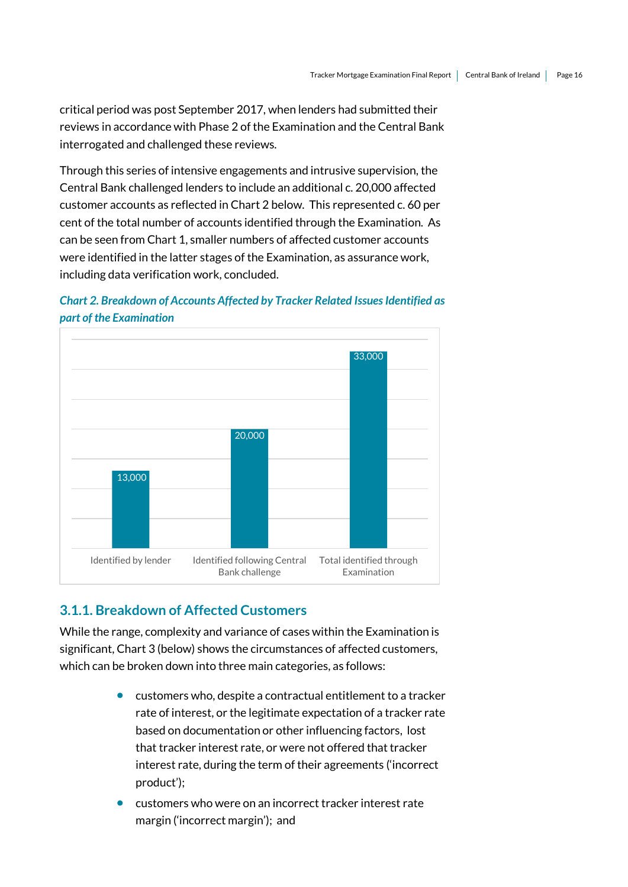critical period was post September 2017, when lenders had submitted their reviews in accordance with Phase 2 of the Examination and the Central Bank interrogated and challenged these reviews.

Through this series of intensive engagements and intrusive supervision, the Central Bank challenged lenders to include an additional c. 20,000 affected customer accounts as reflected in Chart 2 below. This represented c. 60 per cent of the total number of accounts identified through the Examination. As can be seen from Chart 1, smaller numbers of affected customer accounts were identified in the latter stages of the Examination, as assurance work, including data verification work, concluded.

***Chart 2. Breakdown of Accounts Affected by Tracker Related Issues Identified as part of the Examination***

| Category | Accounts |
| --- | --- |
| Identified by lender | 13,000 |
| Identified following Central Bank challenge | 20,000 |
| Total identified through Examination | 33,000 |

### 3.1.1. Breakdown of Affected Customers

While the range, complexity and variance of cases within the Examination is significant, Chart 3 (below) shows the circumstances of affected customers, which can be broken down into three main categories, as follows:

- customers who, despite a contractual entitlement to a tracker rate of interest, or the legitimate expectation of a tracker rate based on documentation or other influencing factors, lost that tracker interest rate, or were not offered that tracker interest rate, during the term of their agreements ('incorrect product');
- customers who were on an incorrect tracker interest rate margin ('incorrect margin'); and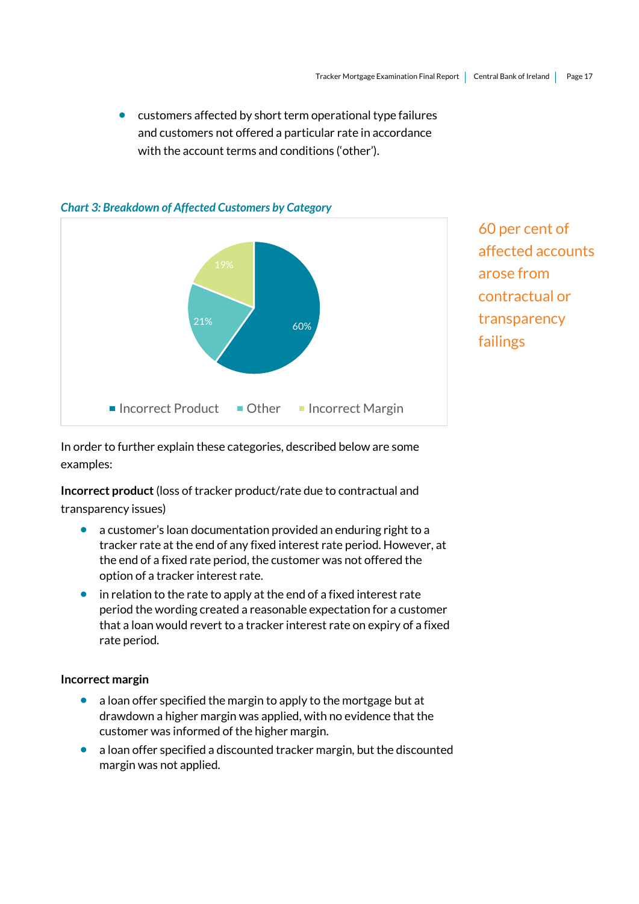- customers affected by short term operational type failures and customers not offered a particular rate in accordance with the account terms and conditions ('other').

*Chart 3: Breakdown of Affected Customers by Category*

| Category | Share |
|---|---|
| Incorrect Product | 60% |
| Other | 21% |
| Incorrect Margin | 19% |

60 per cent of affected accounts arose from contractual or transparency failings

In order to further explain these categories, described below are some examples:

**Incorrect product** (loss of tracker product/rate due to contractual and transparency issues)

- a customer's loan documentation provided an enduring right to a tracker rate at the end of any fixed interest rate period. However, at the end of a fixed rate period, the customer was not offered the option of a tracker interest rate.
- in relation to the rate to apply at the end of a fixed interest rate period the wording created a reasonable expectation for a customer that a loan would revert to a tracker interest rate on expiry of a fixed rate period.

**Incorrect margin**

- a loan offer specified the margin to apply to the mortgage but at drawdown a higher margin was applied, with no evidence that the customer was informed of the higher margin.
- a loan offer specified a discounted tracker margin, but the discounted margin was not applied.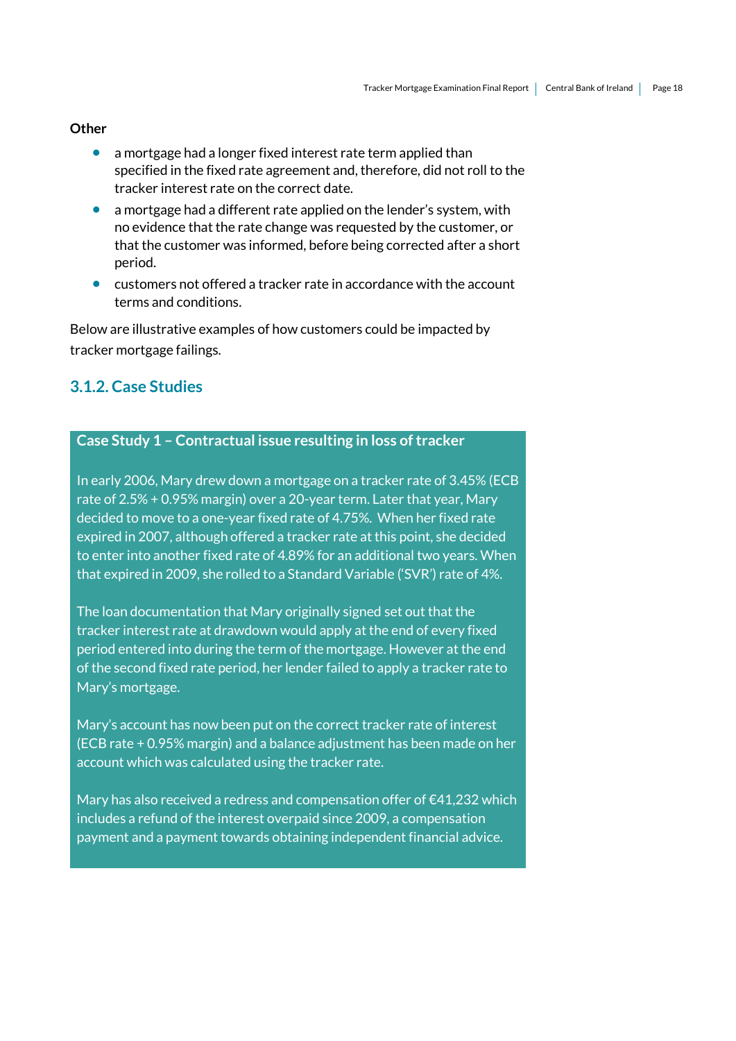**Other**

- a mortgage had a longer fixed interest rate term applied than specified in the fixed rate agreement and, therefore, did not roll to the tracker interest rate on the correct date.
- a mortgage had a different rate applied on the lender's system, with no evidence that the rate change was requested by the customer, or that the customer was informed, before being corrected after a short period.
- customers not offered a tracker rate in accordance with the account terms and conditions.

Below are illustrative examples of how customers could be impacted by tracker mortgage failings.

### 3.1.2. Case Studies

**Case Study 1 – Contractual issue resulting in loss of tracker**

In early 2006, Mary drew down a mortgage on a tracker rate of 3.45% (ECB rate of 2.5% + 0.95% margin) over a 20-year term. Later that year, Mary decided to move to a one-year fixed rate of 4.75%. When her fixed rate expired in 2007, although offered a tracker rate at this point, she decided to enter into another fixed rate of 4.89% for an additional two years. When that expired in 2009, she rolled to a Standard Variable ('SVR') rate of 4%.

The loan documentation that Mary originally signed set out that the tracker interest rate at drawdown would apply at the end of every fixed period entered into during the term of the mortgage. However at the end of the second fixed rate period, her lender failed to apply a tracker rate to Mary's mortgage.

Mary's account has now been put on the correct tracker rate of interest (ECB rate + 0.95% margin) and a balance adjustment has been made on her account which was calculated using the tracker rate.

Mary has also received a redress and compensation offer of €41,232 which includes a refund of the interest overpaid since 2009, a compensation payment and a payment towards obtaining independent financial advice.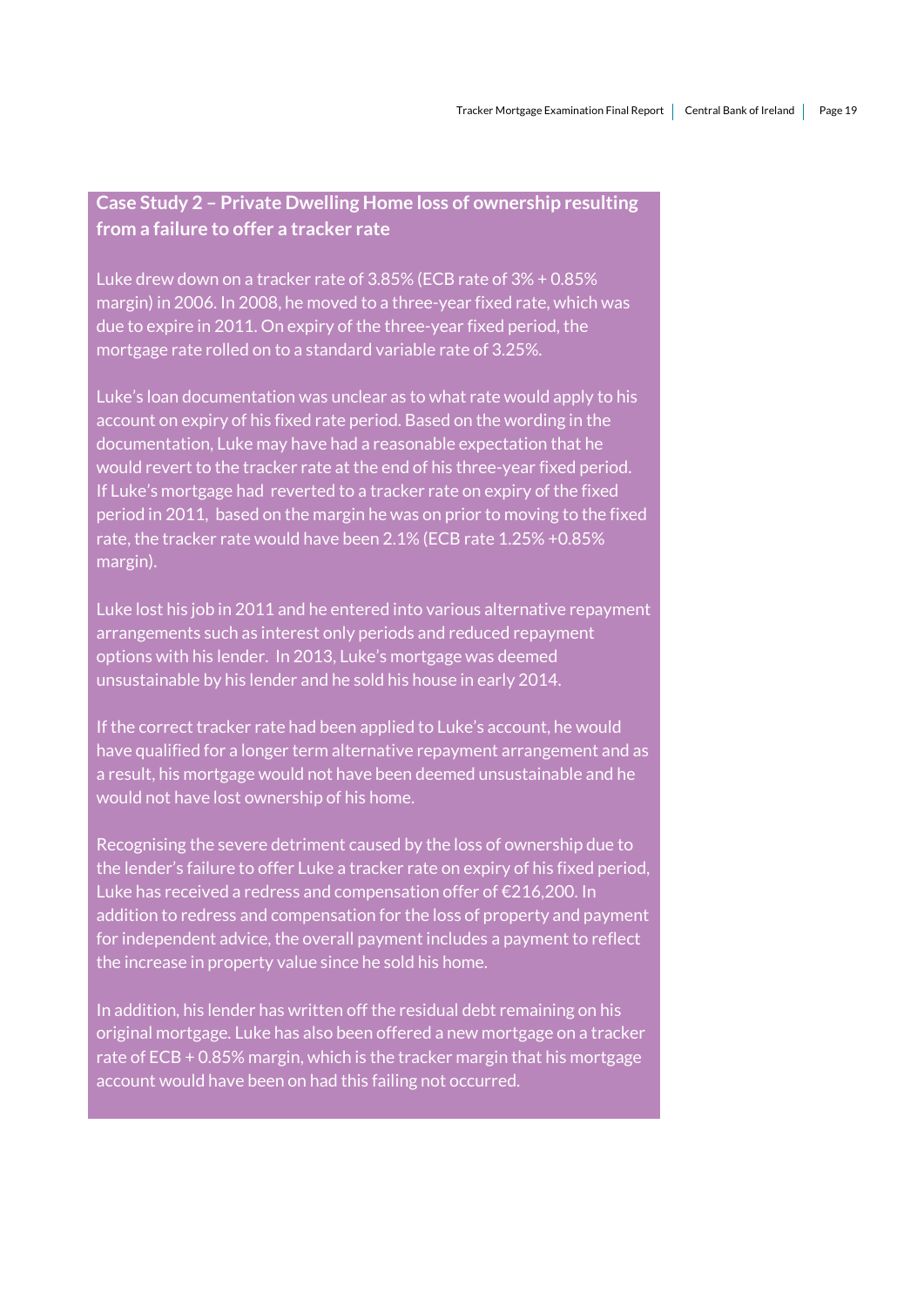### Case Study 2 – Private Dwelling Home loss of ownership resulting from a failure to offer a tracker rate

Luke drew down on a tracker rate of 3.85% (ECB rate of 3% + 0.85% margin) in 2006. In 2008, he moved to a three-year fixed rate, which was due to expire in 2011. On expiry of the three-year fixed period, the mortgage rate rolled on to a standard variable rate of 3.25%.

Luke's loan documentation was unclear as to what rate would apply to his account on expiry of his fixed rate period. Based on the wording in the documentation, Luke may have had a reasonable expectation that he would revert to the tracker rate at the end of his three-year fixed period. If Luke's mortgage had reverted to a tracker rate on expiry of the fixed period in 2011, based on the margin he was on prior to moving to the fixed rate, the tracker rate would have been 2.1% (ECB rate 1.25% +0.85% margin).

Luke lost his job in 2011 and he entered into various alternative repayment arrangements such as interest only periods and reduced repayment options with his lender. In 2013, Luke's mortgage was deemed unsustainable by his lender and he sold his house in early 2014.

If the correct tracker rate had been applied to Luke's account, he would have qualified for a longer term alternative repayment arrangement and as a result, his mortgage would not have been deemed unsustainable and he would not have lost ownership of his home.

Recognising the severe detriment caused by the loss of ownership due to the lender's failure to offer Luke a tracker rate on expiry of his fixed period, Luke has received a redress and compensation offer of €216,200. In addition to redress and compensation for the loss of property and payment for independent advice, the overall payment includes a payment to reflect the increase in property value since he sold his home.

In addition, his lender has written off the residual debt remaining on his original mortgage. Luke has also been offered a new mortgage on a tracker rate of ECB + 0.85% margin, which is the tracker margin that his mortgage account would have been on had this failing not occurred.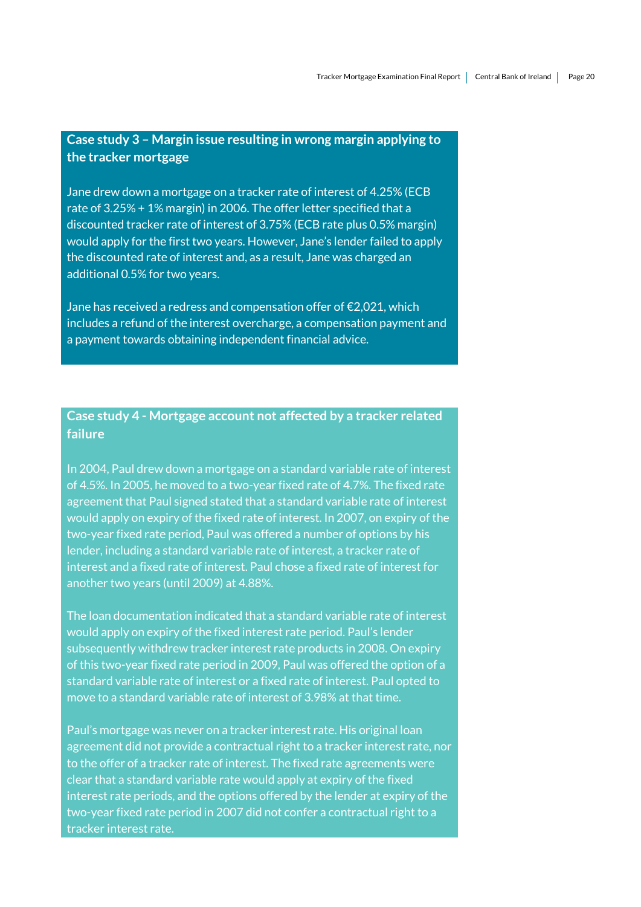### Case study 3 – Margin issue resulting in wrong margin applying to the tracker mortgage

Jane drew down a mortgage on a tracker rate of interest of 4.25% (ECB rate of 3.25% + 1% margin) in 2006. The offer letter specified that a discounted tracker rate of interest of 3.75% (ECB rate plus 0.5% margin) would apply for the first two years. However, Jane's lender failed to apply the discounted rate of interest and, as a result, Jane was charged an additional 0.5% for two years.

Jane has received a redress and compensation offer of €2,021, which includes a refund of the interest overcharge, a compensation payment and a payment towards obtaining independent financial advice.

### Case study 4 - Mortgage account not affected by a tracker related failure

In 2004, Paul drew down a mortgage on a standard variable rate of interest of 4.5%. In 2005, he moved to a two-year fixed rate of 4.7%. The fixed rate agreement that Paul signed stated that a standard variable rate of interest would apply on expiry of the fixed rate of interest. In 2007, on expiry of the two-year fixed rate period, Paul was offered a number of options by his lender, including a standard variable rate of interest, a tracker rate of interest and a fixed rate of interest. Paul chose a fixed rate of interest for another two years (until 2009) at 4.88%.

The loan documentation indicated that a standard variable rate of interest would apply on expiry of the fixed interest rate period. Paul's lender subsequently withdrew tracker interest rate products in 2008. On expiry of this two-year fixed rate period in 2009, Paul was offered the option of a standard variable rate of interest or a fixed rate of interest. Paul opted to move to a standard variable rate of interest of 3.98% at that time.

Paul's mortgage was never on a tracker interest rate. His original loan agreement did not provide a contractual right to a tracker interest rate, nor to the offer of a tracker rate of interest. The fixed rate agreements were clear that a standard variable rate would apply at expiry of the fixed interest rate periods, and the options offered by the lender at expiry of the two-year fixed rate period in 2007 did not confer a contractual right to a tracker interest rate.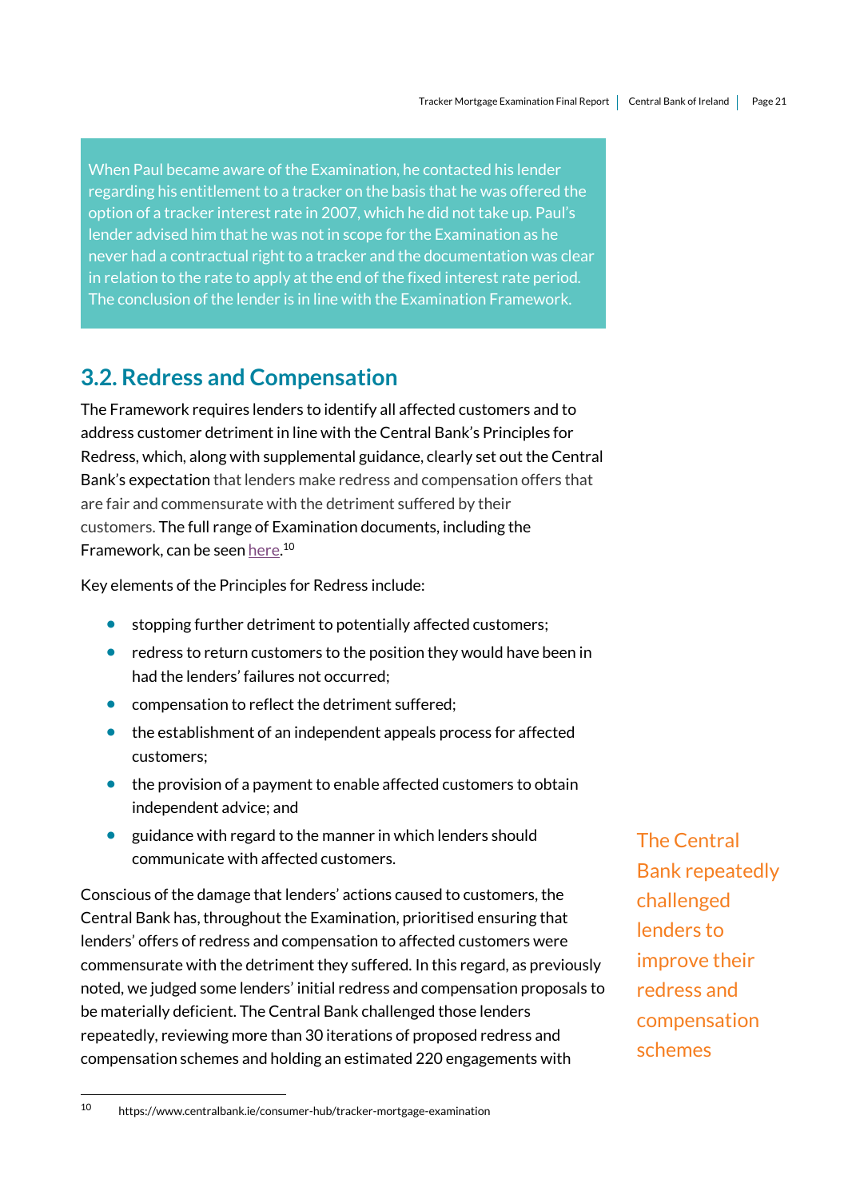> When Paul became aware of the Examination, he contacted his lender regarding his entitlement to a tracker on the basis that he was offered the option of a tracker interest rate in 2007, which he did not take up. Paul's lender advised him that he was not in scope for the Examination as he never had a contractual right to a tracker and the documentation was clear in relation to the rate to apply at the end of the fixed interest rate period. The conclusion of the lender is in line with the Examination Framework.

## 3.2. Redress and Compensation

The Framework requires lenders to identify all affected customers and to address customer detriment in line with the Central Bank's Principles for Redress, which, along with supplemental guidance, clearly set out the Central Bank's expectation that lenders make redress and compensation offers that are fair and commensurate with the detriment suffered by their customers. The full range of Examination documents, including the Framework, can be seen here.[10]

Key elements of the Principles for Redress include:

- stopping further detriment to potentially affected customers;
- redress to return customers to the position they would have been in had the lenders' failures not occurred;
- compensation to reflect the detriment suffered;
- the establishment of an independent appeals process for affected customers;
- the provision of a payment to enable affected customers to obtain independent advice; and
- guidance with regard to the manner in which lenders should communicate with affected customers.

Conscious of the damage that lenders' actions caused to customers, the Central Bank has, throughout the Examination, prioritised ensuring that lenders' offers of redress and compensation to affected customers were commensurate with the detriment they suffered. In this regard, as previously noted, we judged some lenders' initial redress and compensation proposals to be materially deficient. The Central Bank challenged those lenders repeatedly, reviewing more than 30 iterations of proposed redress and compensation schemes and holding an estimated 220 engagements with

> The Central Bank repeatedly challenged lenders to improve their redress and compensation schemes

[10] https://www.centralbank.ie/consumer-hub/tracker-mortgage-examination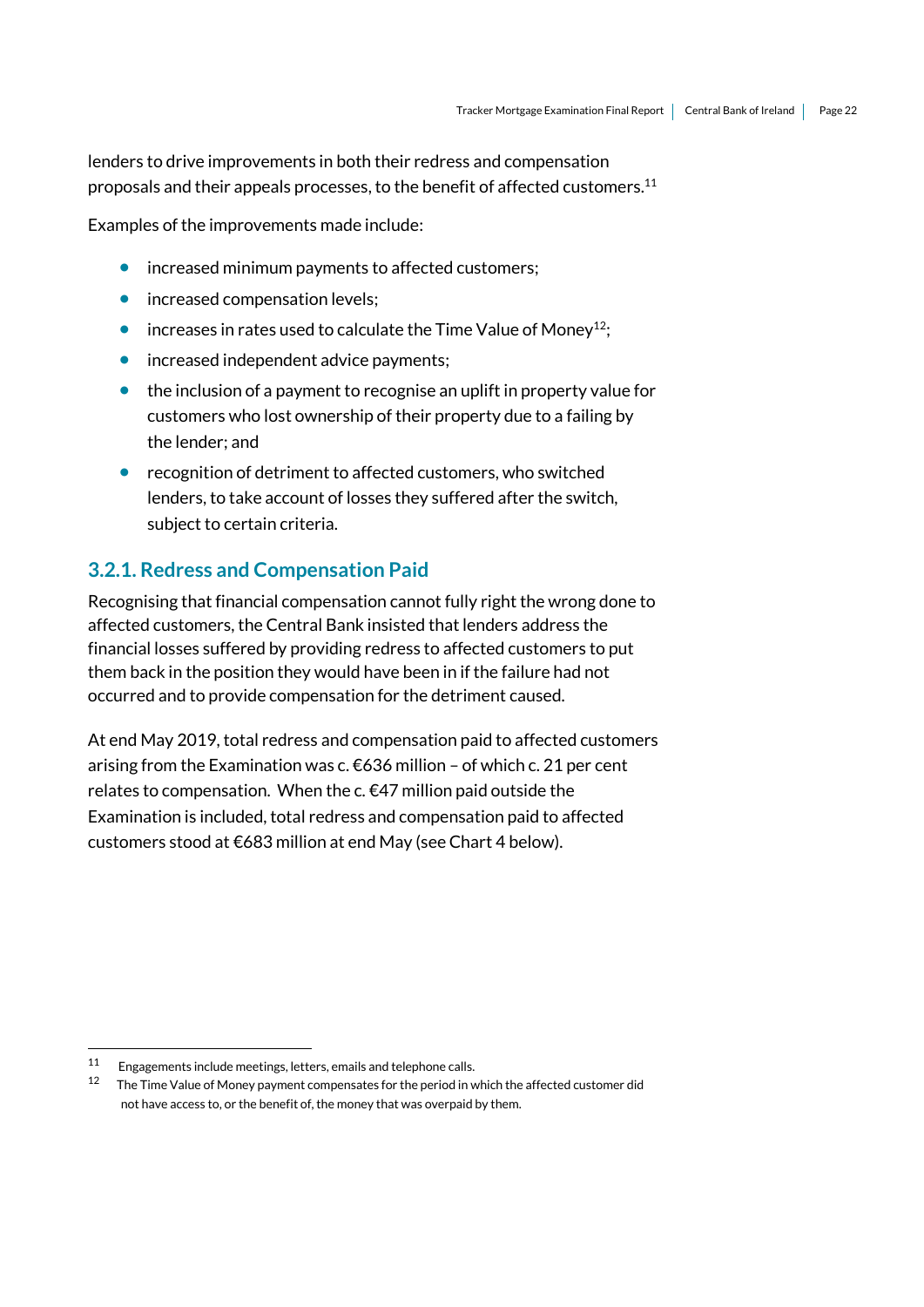lenders to drive improvements in both their redress and compensation proposals and their appeals processes, to the benefit of affected customers.[11]

Examples of the improvements made include:

- increased minimum payments to affected customers;
- increased compensation levels;
- increases in rates used to calculate the Time Value of Money[12];
- increased independent advice payments;
- the inclusion of a payment to recognise an uplift in property value for customers who lost ownership of their property due to a failing by the lender; and
- recognition of detriment to affected customers, who switched lenders, to take account of losses they suffered after the switch, subject to certain criteria.

### 3.2.1. Redress and Compensation Paid

Recognising that financial compensation cannot fully right the wrong done to affected customers, the Central Bank insisted that lenders address the financial losses suffered by providing redress to affected customers to put them back in the position they would have been in if the failure had not occurred and to provide compensation for the detriment caused.

At end May 2019, total redress and compensation paid to affected customers arising from the Examination was c. €636 million – of which c. 21 per cent relates to compensation. When the c. €47 million paid outside the Examination is included, total redress and compensation paid to affected customers stood at €683 million at end May (see Chart 4 below).

---

[11] Engagements include meetings, letters, emails and telephone calls.

[12] The Time Value of Money payment compensates for the period in which the affected customer did not have access to, or the benefit of, the money that was overpaid by them.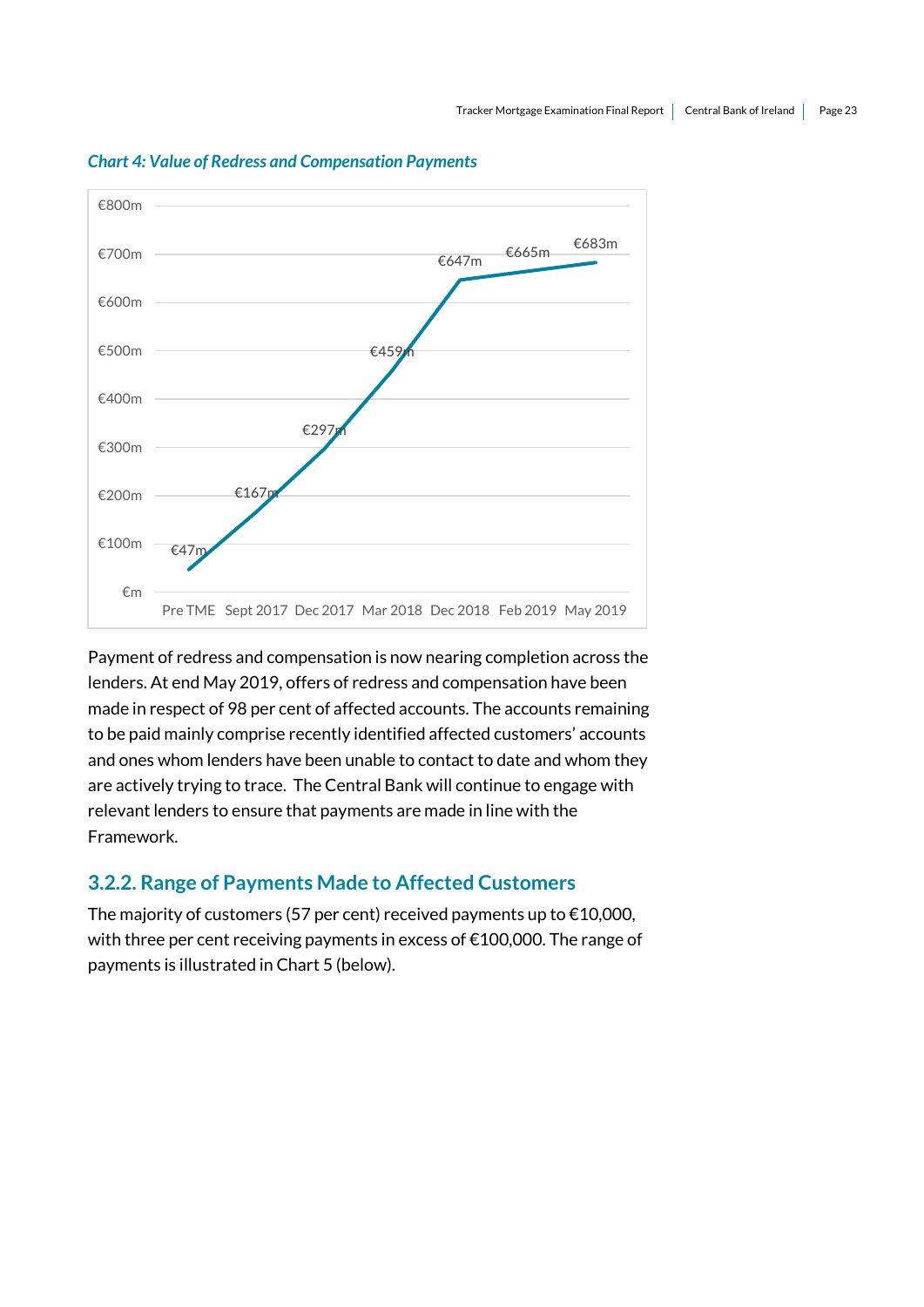*Chart 4: Value of Redress and Compensation Payments*

| Period | Value |
|---|---|
| Pre TME | €47m |
| Sept 2017 | €167m |
| Dec 2017 | €297m |
| Mar 2018 | €459m |
| Dec 2018 | €647m |
| Feb 2019 | €665m |
| May 2019 | €683m |

Payment of redress and compensation is now nearing completion across the lenders. At end May 2019, offers of redress and compensation have been made in respect of 98 per cent of affected accounts. The accounts remaining to be paid mainly comprise recently identified affected customers' accounts and ones whom lenders have been unable to contact to date and whom they are actively trying to trace. The Central Bank will continue to engage with relevant lenders to ensure that payments are made in line with the Framework.

### 3.2.2. Range of Payments Made to Affected Customers

The majority of customers (57 per cent) received payments up to €10,000, with three per cent receiving payments in excess of €100,000. The range of payments is illustrated in Chart 5 (below).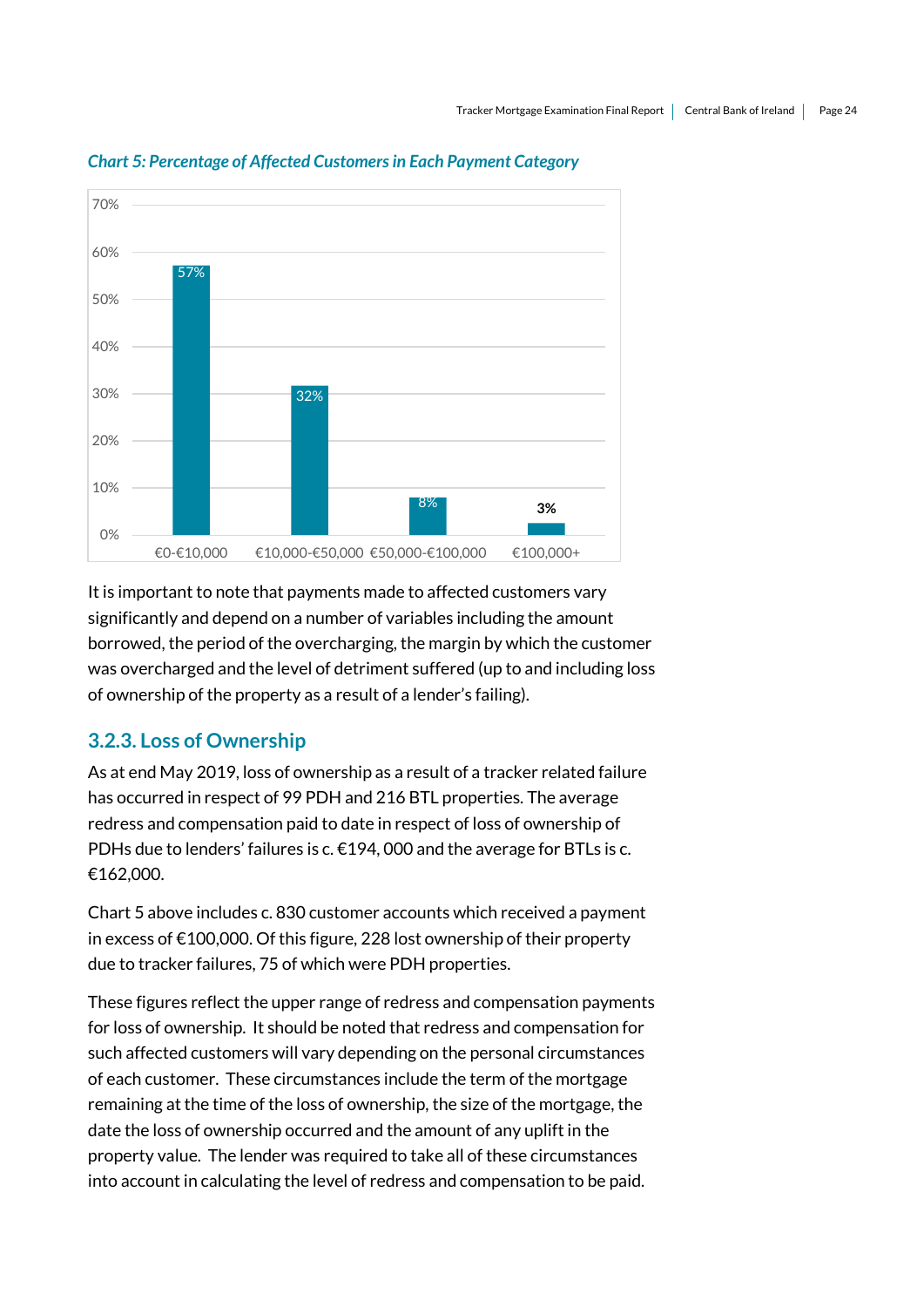*Chart 5: Percentage of Affected Customers in Each Payment Category*

| Payment Category | Percentage |
|---|---|
| €0-€10,000 | 57% |
| €10,000-€50,000 | 32% |
| €50,000-€100,000 | 8% |
| €100,000+ | 3% |

It is important to note that payments made to affected customers vary significantly and depend on a number of variables including the amount borrowed, the period of the overcharging, the margin by which the customer was overcharged and the level of detriment suffered (up to and including loss of ownership of the property as a result of a lender's failing).

### 3.2.3. Loss of Ownership

As at end May 2019, loss of ownership as a result of a tracker related failure has occurred in respect of 99 PDH and 216 BTL properties. The average redress and compensation paid to date in respect of loss of ownership of PDHs due to lenders' failures is c. €194, 000 and the average for BTLs is c. €162,000.

Chart 5 above includes c. 830 customer accounts which received a payment in excess of €100,000. Of this figure, 228 lost ownership of their property due to tracker failures, 75 of which were PDH properties.

These figures reflect the upper range of redress and compensation payments for loss of ownership. It should be noted that redress and compensation for such affected customers will vary depending on the personal circumstances of each customer. These circumstances include the term of the mortgage remaining at the time of the loss of ownership, the size of the mortgage, the date the loss of ownership occurred and the amount of any uplift in the property value. The lender was required to take all of these circumstances into account in calculating the level of redress and compensation to be paid.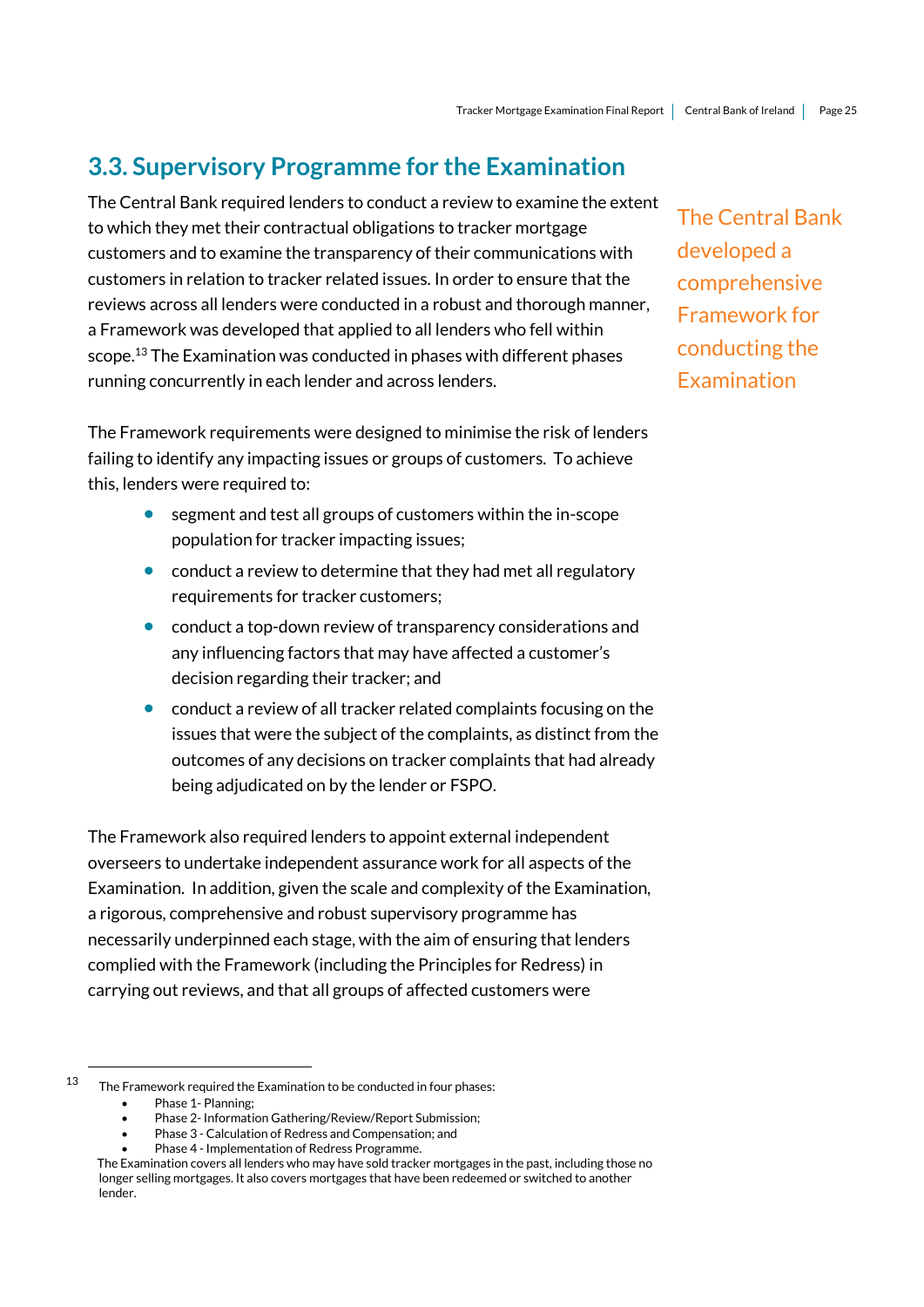## 3.3. Supervisory Programme for the Examination

The Central Bank required lenders to conduct a review to examine the extent to which they met their contractual obligations to tracker mortgage customers and to examine the transparency of their communications with customers in relation to tracker related issues. In order to ensure that the reviews across all lenders were conducted in a robust and thorough manner, a Framework was developed that applied to all lenders who fell within scope.[13] The Examination was conducted in phases with different phases running concurrently in each lender and across lenders.

The Central Bank developed a comprehensive Framework for conducting the Examination

The Framework requirements were designed to minimise the risk of lenders failing to identify any impacting issues or groups of customers. To achieve this, lenders were required to:

- segment and test all groups of customers within the in-scope population for tracker impacting issues;
- conduct a review to determine that they had met all regulatory requirements for tracker customers;
- conduct a top-down review of transparency considerations and any influencing factors that may have affected a customer's decision regarding their tracker; and
- conduct a review of all tracker related complaints focusing on the issues that were the subject of the complaints, as distinct from the outcomes of any decisions on tracker complaints that had already being adjudicated on by the lender or FSPO.

The Framework also required lenders to appoint external independent overseers to undertake independent assurance work for all aspects of the Examination. In addition, given the scale and complexity of the Examination, a rigorous, comprehensive and robust supervisory programme has necessarily underpinned each stage, with the aim of ensuring that lenders complied with the Framework (including the Principles for Redress) in carrying out reviews, and that all groups of affected customers were

---

[13] The Framework required the Examination to be conducted in four phases:

- Phase 1- Planning;
- Phase 2- Information Gathering/Review/Report Submission;
- Phase 3 - Calculation of Redress and Compensation; and
- Phase 4 - Implementation of Redress Programme.

The Examination covers all lenders who may have sold tracker mortgages in the past, including those no longer selling mortgages. It also covers mortgages that have been redeemed or switched to another lender.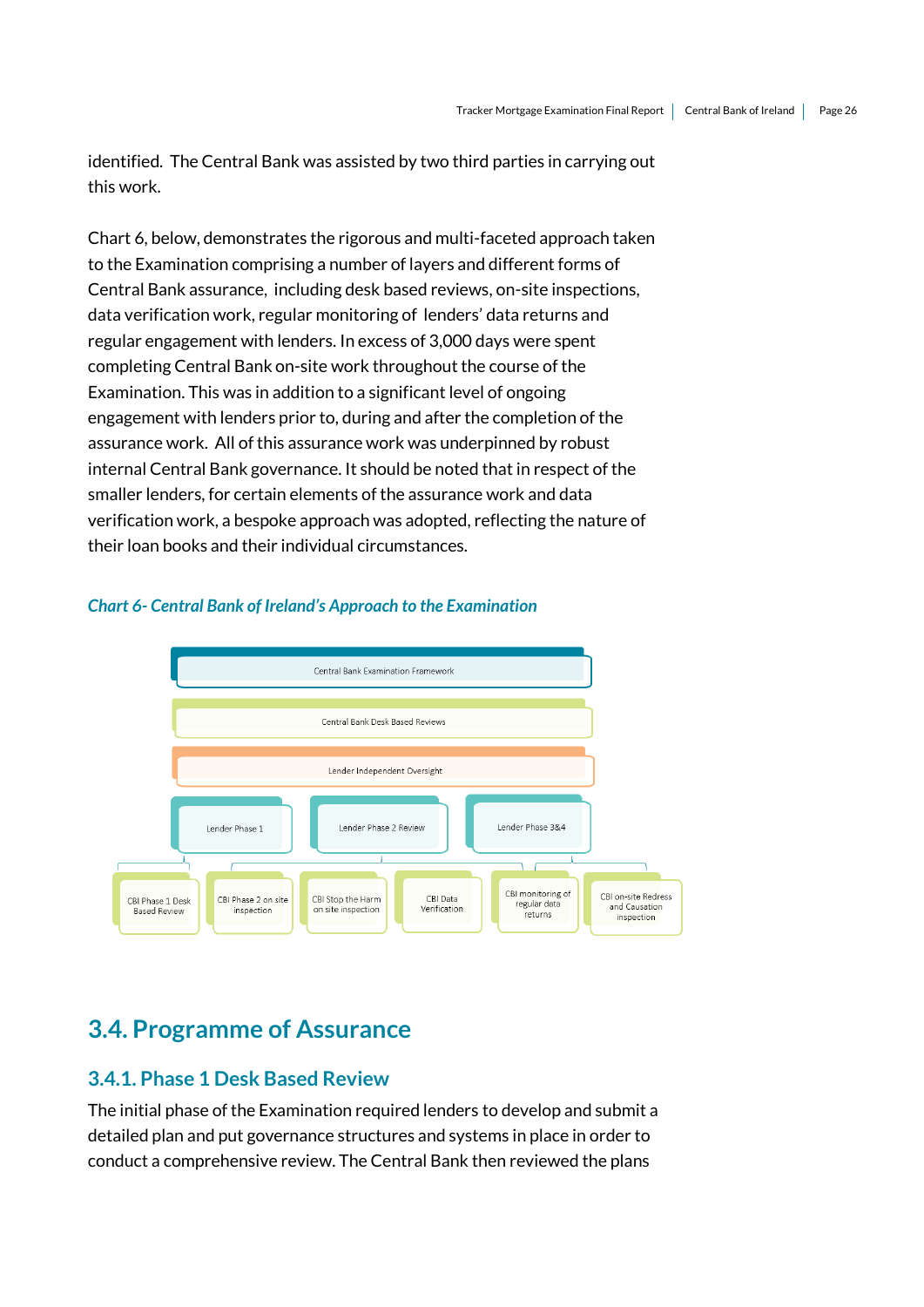identified. The Central Bank was assisted by two third parties in carrying out this work.

Chart 6, below, demonstrates the rigorous and multi-faceted approach taken to the Examination comprising a number of layers and different forms of Central Bank assurance, including desk based reviews, on-site inspections, data verification work, regular monitoring of lenders' data returns and regular engagement with lenders. In excess of 3,000 days were spent completing Central Bank on-site work throughout the course of the Examination. This was in addition to a significant level of ongoing engagement with lenders prior to, during and after the completion of the assurance work. All of this assurance work was underpinned by robust internal Central Bank governance. It should be noted that in respect of the smaller lenders, for certain elements of the assurance work and data verification work, a bespoke approach was adopted, reflecting the nature of their loan books and their individual circumstances.

***Chart 6- Central Bank of Ireland's Approach to the Examination***

Central Bank Examination Framework

Central Bank Desk Based Reviews

Lender Independent Oversight

Lender Phase 1 | Lender Phase 2 Review | Lender Phase 3&4

CBI Phase 1 Desk Based Review | CBI Phase 2 on site inspection | CBI Stop the Harm on site inspection | CBI Data Verification | CBI monitoring of regular data returns | CBI on-site Redress and Causation inspection

## 3.4. Programme of Assurance

### 3.4.1. Phase 1 Desk Based Review

The initial phase of the Examination required lenders to develop and submit a detailed plan and put governance structures and systems in place in order to conduct a comprehensive review. The Central Bank then reviewed the plans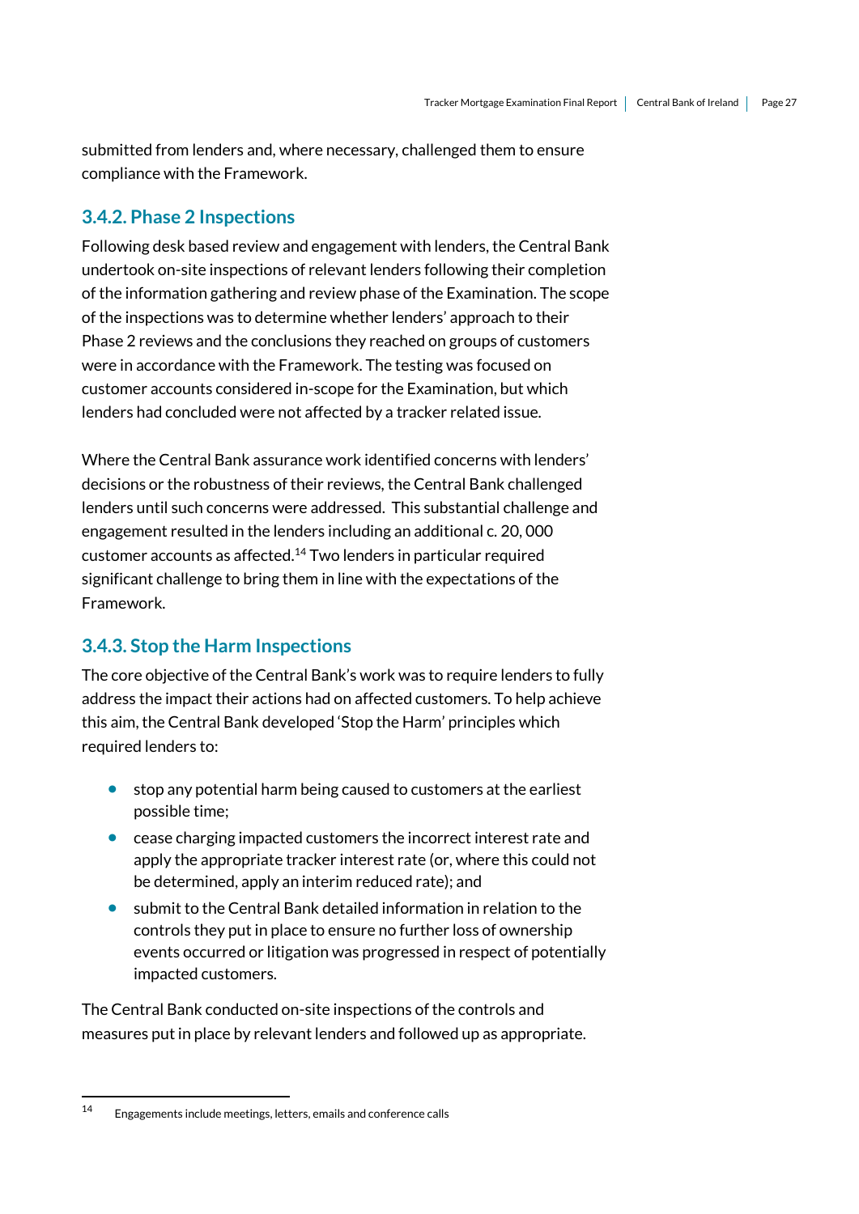submitted from lenders and, where necessary, challenged them to ensure compliance with the Framework.

### 3.4.2. Phase 2 Inspections

Following desk based review and engagement with lenders, the Central Bank undertook on-site inspections of relevant lenders following their completion of the information gathering and review phase of the Examination. The scope of the inspections was to determine whether lenders' approach to their Phase 2 reviews and the conclusions they reached on groups of customers were in accordance with the Framework. The testing was focused on customer accounts considered in-scope for the Examination, but which lenders had concluded were not affected by a tracker related issue.

Where the Central Bank assurance work identified concerns with lenders' decisions or the robustness of their reviews, the Central Bank challenged lenders until such concerns were addressed. This substantial challenge and engagement resulted in the lenders including an additional c. 20, 000 customer accounts as affected.[14] Two lenders in particular required significant challenge to bring them in line with the expectations of the Framework.

### 3.4.3. Stop the Harm Inspections

The core objective of the Central Bank's work was to require lenders to fully address the impact their actions had on affected customers. To help achieve this aim, the Central Bank developed 'Stop the Harm' principles which required lenders to:

- stop any potential harm being caused to customers at the earliest possible time;
- cease charging impacted customers the incorrect interest rate and apply the appropriate tracker interest rate (or, where this could not be determined, apply an interim reduced rate); and
- submit to the Central Bank detailed information in relation to the controls they put in place to ensure no further loss of ownership events occurred or litigation was progressed in respect of potentially impacted customers.

The Central Bank conducted on-site inspections of the controls and measures put in place by relevant lenders and followed up as appropriate.

[14] Engagements include meetings, letters, emails and conference calls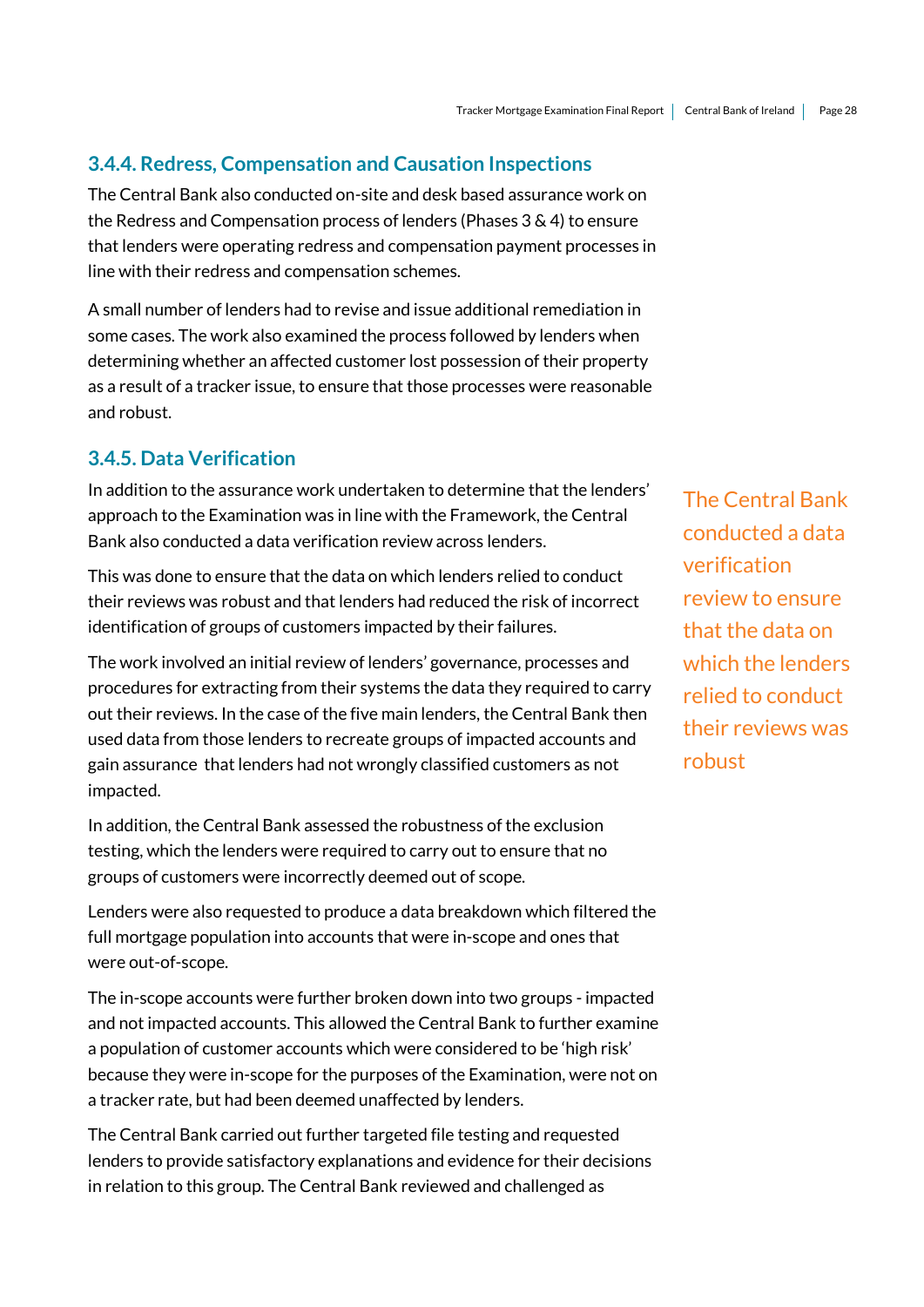### 3.4.4. Redress, Compensation and Causation Inspections

The Central Bank also conducted on-site and desk based assurance work on the Redress and Compensation process of lenders (Phases 3 & 4) to ensure that lenders were operating redress and compensation payment processes in line with their redress and compensation schemes.

A small number of lenders had to revise and issue additional remediation in some cases. The work also examined the process followed by lenders when determining whether an affected customer lost possession of their property as a result of a tracker issue, to ensure that those processes were reasonable and robust.

### 3.4.5. Data Verification

In addition to the assurance work undertaken to determine that the lenders' approach to the Examination was in line with the Framework, the Central Bank also conducted a data verification review across lenders.

> The Central Bank conducted a data verification review to ensure that the data on which the lenders relied to conduct their reviews was robust

This was done to ensure that the data on which lenders relied to conduct their reviews was robust and that lenders had reduced the risk of incorrect identification of groups of customers impacted by their failures.

The work involved an initial review of lenders' governance, processes and procedures for extracting from their systems the data they required to carry out their reviews. In the case of the five main lenders, the Central Bank then used data from those lenders to recreate groups of impacted accounts and gain assurance that lenders had not wrongly classified customers as not impacted.

In addition, the Central Bank assessed the robustness of the exclusion testing, which the lenders were required to carry out to ensure that no groups of customers were incorrectly deemed out of scope.

Lenders were also requested to produce a data breakdown which filtered the full mortgage population into accounts that were in-scope and ones that were out-of-scope.

The in-scope accounts were further broken down into two groups - impacted and not impacted accounts. This allowed the Central Bank to further examine a population of customer accounts which were considered to be 'high risk' because they were in-scope for the purposes of the Examination, were not on a tracker rate, but had been deemed unaffected by lenders.

The Central Bank carried out further targeted file testing and requested lenders to provide satisfactory explanations and evidence for their decisions in relation to this group. The Central Bank reviewed and challenged as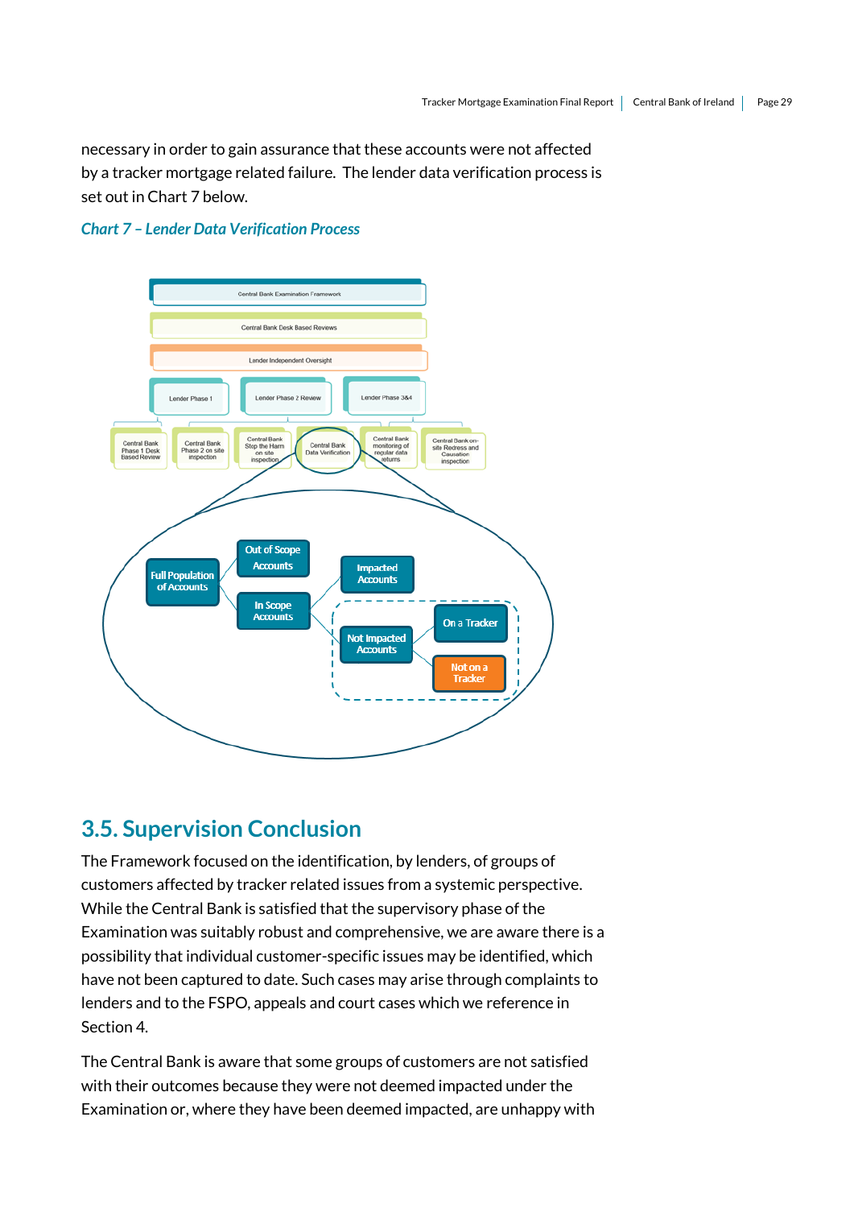necessary in order to gain assurance that these accounts were not affected by a tracker mortgage related failure. The lender data verification process is set out in Chart 7 below.

*Chart 7 – Lender Data Verification Process*

## 3.5. Supervision Conclusion

The Framework focused on the identification, by lenders, of groups of customers affected by tracker related issues from a systemic perspective. While the Central Bank is satisfied that the supervisory phase of the Examination was suitably robust and comprehensive, we are aware there is a possibility that individual customer-specific issues may be identified, which have not been captured to date. Such cases may arise through complaints to lenders and to the FSPO, appeals and court cases which we reference in Section 4.

The Central Bank is aware that some groups of customers are not satisfied with their outcomes because they were not deemed impacted under the Examination or, where they have been deemed impacted, are unhappy with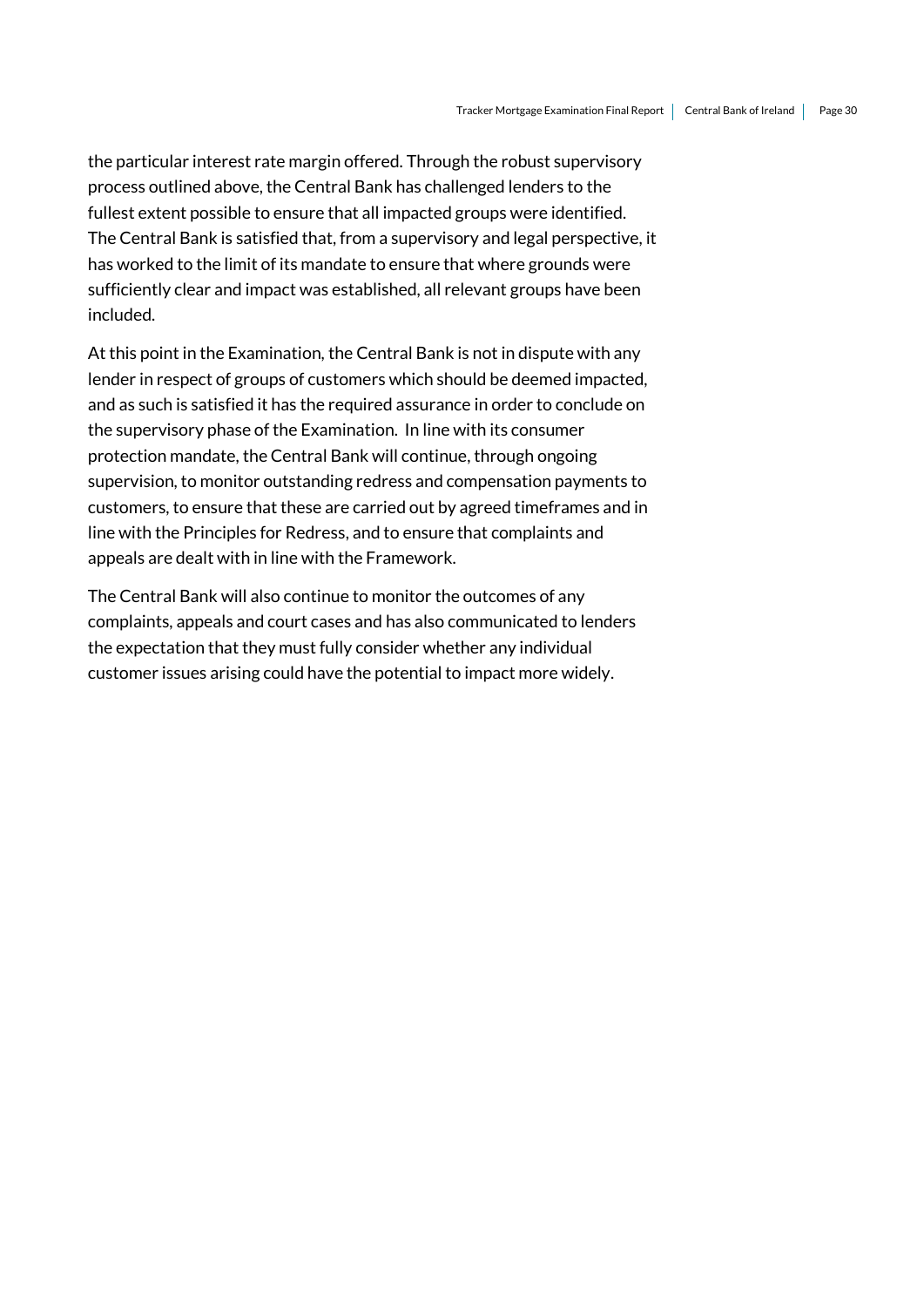the particular interest rate margin offered. Through the robust supervisory process outlined above, the Central Bank has challenged lenders to the fullest extent possible to ensure that all impacted groups were identified. The Central Bank is satisfied that, from a supervisory and legal perspective, it has worked to the limit of its mandate to ensure that where grounds were sufficiently clear and impact was established, all relevant groups have been included.

At this point in the Examination, the Central Bank is not in dispute with any lender in respect of groups of customers which should be deemed impacted, and as such is satisfied it has the required assurance in order to conclude on the supervisory phase of the Examination. In line with its consumer protection mandate, the Central Bank will continue, through ongoing supervision, to monitor outstanding redress and compensation payments to customers, to ensure that these are carried out by agreed timeframes and in line with the Principles for Redress, and to ensure that complaints and appeals are dealt with in line with the Framework.

The Central Bank will also continue to monitor the outcomes of any complaints, appeals and court cases and has also communicated to lenders the expectation that they must fully consider whether any individual customer issues arising could have the potential to impact more widely.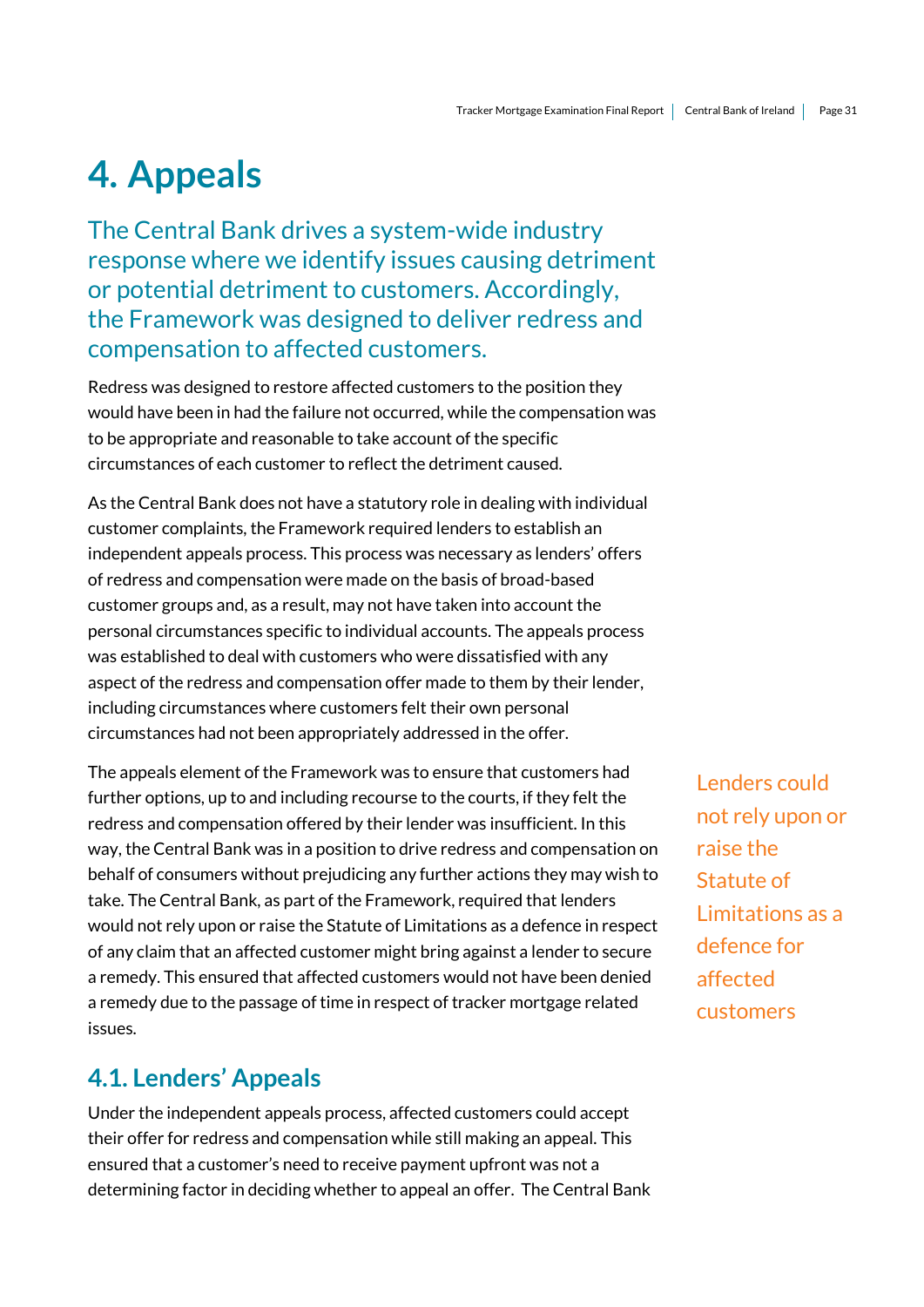# 4. Appeals

The Central Bank drives a system-wide industry response where we identify issues causing detriment or potential detriment to customers. Accordingly, the Framework was designed to deliver redress and compensation to affected customers.

Redress was designed to restore affected customers to the position they would have been in had the failure not occurred, while the compensation was to be appropriate and reasonable to take account of the specific circumstances of each customer to reflect the detriment caused.

As the Central Bank does not have a statutory role in dealing with individual customer complaints, the Framework required lenders to establish an independent appeals process. This process was necessary as lenders' offers of redress and compensation were made on the basis of broad-based customer groups and, as a result, may not have taken into account the personal circumstances specific to individual accounts. The appeals process was established to deal with customers who were dissatisfied with any aspect of the redress and compensation offer made to them by their lender, including circumstances where customers felt their own personal circumstances had not been appropriately addressed in the offer.

The appeals element of the Framework was to ensure that customers had further options, up to and including recourse to the courts, if they felt the redress and compensation offered by their lender was insufficient. In this way, the Central Bank was in a position to drive redress and compensation on behalf of consumers without prejudicing any further actions they may wish to take. The Central Bank, as part of the Framework, required that lenders would not rely upon or raise the Statute of Limitations as a defence in respect of any claim that an affected customer might bring against a lender to secure a remedy. This ensured that affected customers would not have been denied a remedy due to the passage of time in respect of tracker mortgage related issues.

Lenders could not rely upon or raise the Statute of Limitations as a defence for affected customers

## 4.1. Lenders' Appeals

Under the independent appeals process, affected customers could accept their offer for redress and compensation while still making an appeal. This ensured that a customer's need to receive payment upfront was not a determining factor in deciding whether to appeal an offer. The Central Bank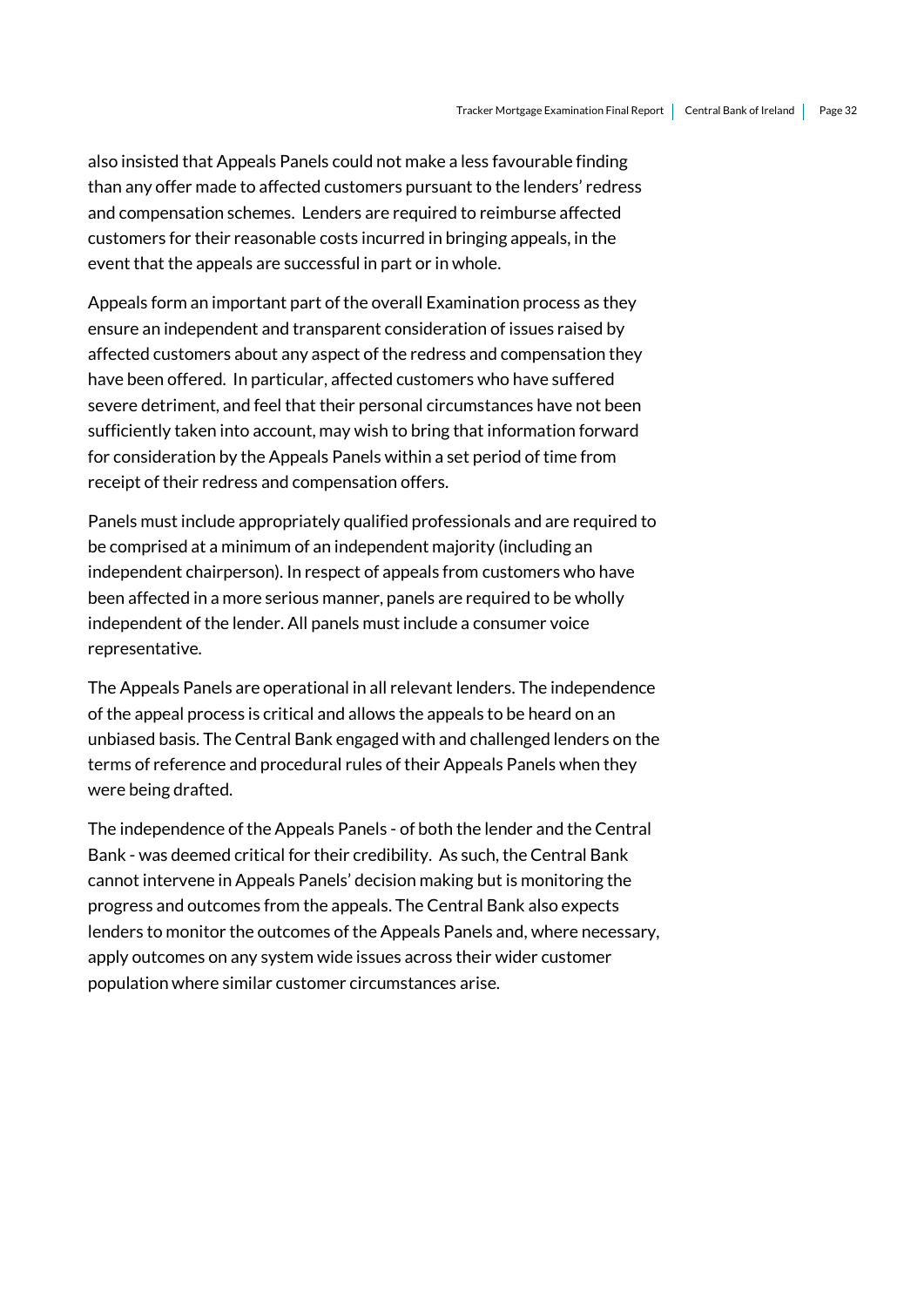also insisted that Appeals Panels could not make a less favourable finding than any offer made to affected customers pursuant to the lenders' redress and compensation schemes. Lenders are required to reimburse affected customers for their reasonable costs incurred in bringing appeals, in the event that the appeals are successful in part or in whole.

Appeals form an important part of the overall Examination process as they ensure an independent and transparent consideration of issues raised by affected customers about any aspect of the redress and compensation they have been offered. In particular, affected customers who have suffered severe detriment, and feel that their personal circumstances have not been sufficiently taken into account, may wish to bring that information forward for consideration by the Appeals Panels within a set period of time from receipt of their redress and compensation offers.

Panels must include appropriately qualified professionals and are required to be comprised at a minimum of an independent majority (including an independent chairperson). In respect of appeals from customers who have been affected in a more serious manner, panels are required to be wholly independent of the lender. All panels must include a consumer voice representative.

The Appeals Panels are operational in all relevant lenders. The independence of the appeal process is critical and allows the appeals to be heard on an unbiased basis. The Central Bank engaged with and challenged lenders on the terms of reference and procedural rules of their Appeals Panels when they were being drafted.

The independence of the Appeals Panels - of both the lender and the Central Bank - was deemed critical for their credibility. As such, the Central Bank cannot intervene in Appeals Panels' decision making but is monitoring the progress and outcomes from the appeals. The Central Bank also expects lenders to monitor the outcomes of the Appeals Panels and, where necessary, apply outcomes on any system wide issues across their wider customer population where similar customer circumstances arise.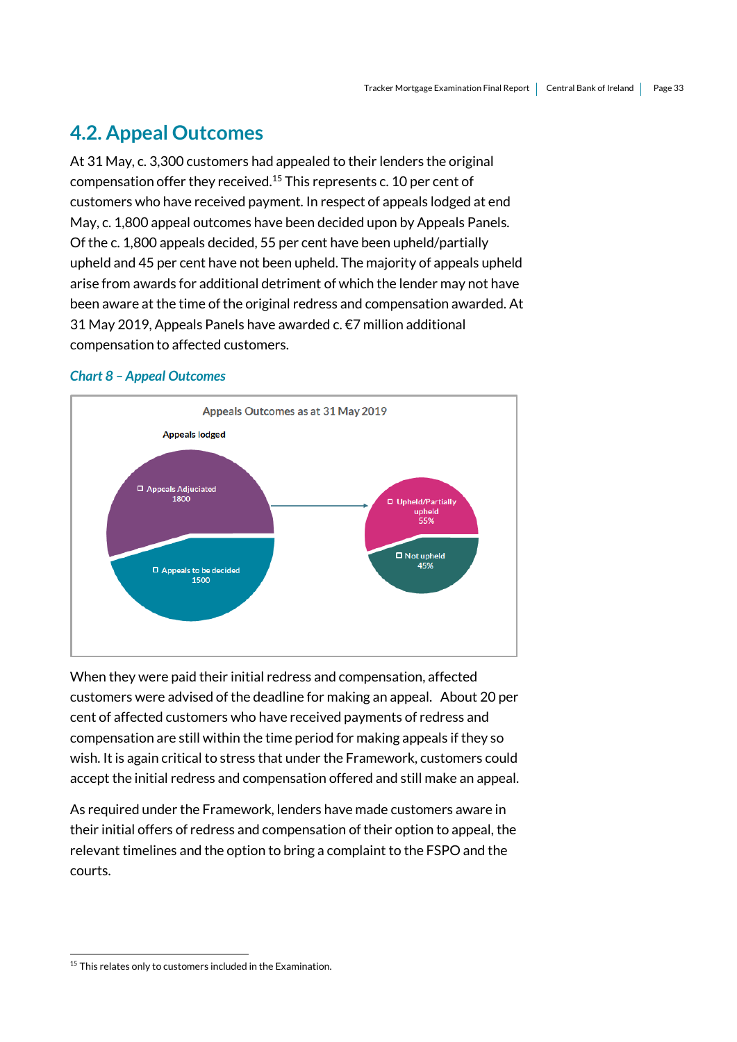## 4.2. Appeal Outcomes

At 31 May, c. 3,300 customers had appealed to their lenders the original compensation offer they received.[15] This represents c. 10 per cent of customers who have received payment. In respect of appeals lodged at end May, c. 1,800 appeal outcomes have been decided upon by Appeals Panels. Of the c. 1,800 appeals decided, 55 per cent have been upheld/partially upheld and 45 per cent have not been upheld. The majority of appeals upheld arise from awards for additional detriment of which the lender may not have been aware at the time of the original redress and compensation awarded. At 31 May 2019, Appeals Panels have awarded c. €7 million additional compensation to affected customers.

*Chart 8 – Appeal Outcomes*

Appeals Outcomes as at 31 May 2019

Appeals lodged

- Appeals Adjudicated 1800
- Appeals to be decided 1500

- Upheld/Partially upheld 55%
- Not upheld 45%

When they were paid their initial redress and compensation, affected customers were advised of the deadline for making an appeal. About 20 per cent of affected customers who have received payments of redress and compensation are still within the time period for making appeals if they so wish. It is again critical to stress that under the Framework, customers could accept the initial redress and compensation offered and still make an appeal.

As required under the Framework, lenders have made customers aware in their initial offers of redress and compensation of their option to appeal, the relevant timelines and the option to bring a complaint to the FSPO and the courts.

[15] This relates only to customers included in the Examination.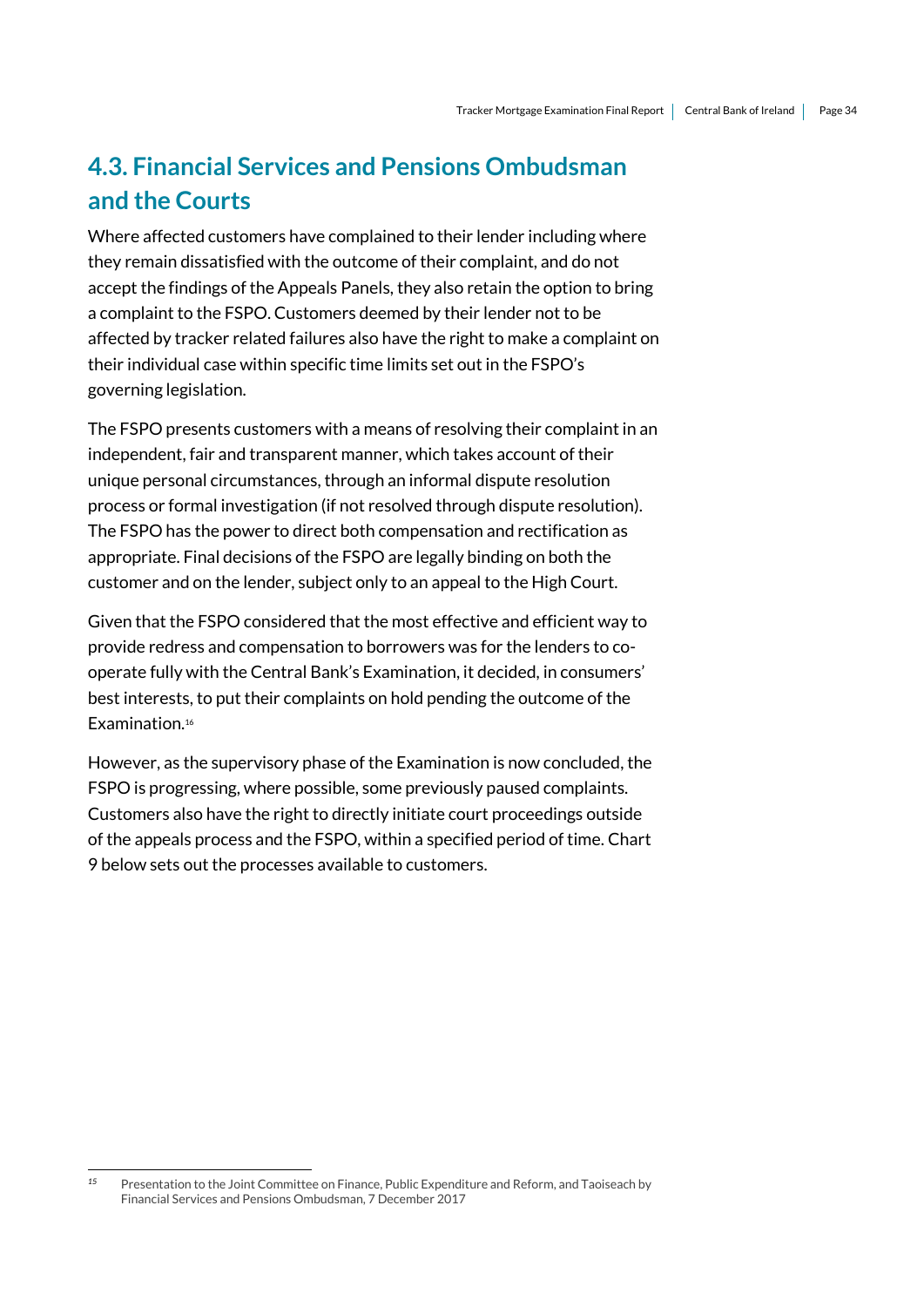## 4.3. Financial Services and Pensions Ombudsman and the Courts

Where affected customers have complained to their lender including where they remain dissatisfied with the outcome of their complaint, and do not accept the findings of the Appeals Panels, they also retain the option to bring a complaint to the FSPO. Customers deemed by their lender not to be affected by tracker related failures also have the right to make a complaint on their individual case within specific time limits set out in the FSPO's governing legislation.

The FSPO presents customers with a means of resolving their complaint in an independent, fair and transparent manner, which takes account of their unique personal circumstances, through an informal dispute resolution process or formal investigation (if not resolved through dispute resolution). The FSPO has the power to direct both compensation and rectification as appropriate. Final decisions of the FSPO are legally binding on both the customer and on the lender, subject only to an appeal to the High Court.

Given that the FSPO considered that the most effective and efficient way to provide redress and compensation to borrowers was for the lenders to co-operate fully with the Central Bank's Examination, it decided, in consumers' best interests, to put their complaints on hold pending the outcome of the Examination.[16]

However, as the supervisory phase of the Examination is now concluded, the FSPO is progressing, where possible, some previously paused complaints. Customers also have the right to directly initiate court proceedings outside of the appeals process and the FSPO, within a specified period of time. Chart 9 below sets out the processes available to customers.

---

[15] Presentation to the Joint Committee on Finance, Public Expenditure and Reform, and Taoiseach by Financial Services and Pensions Ombudsman, 7 December 2017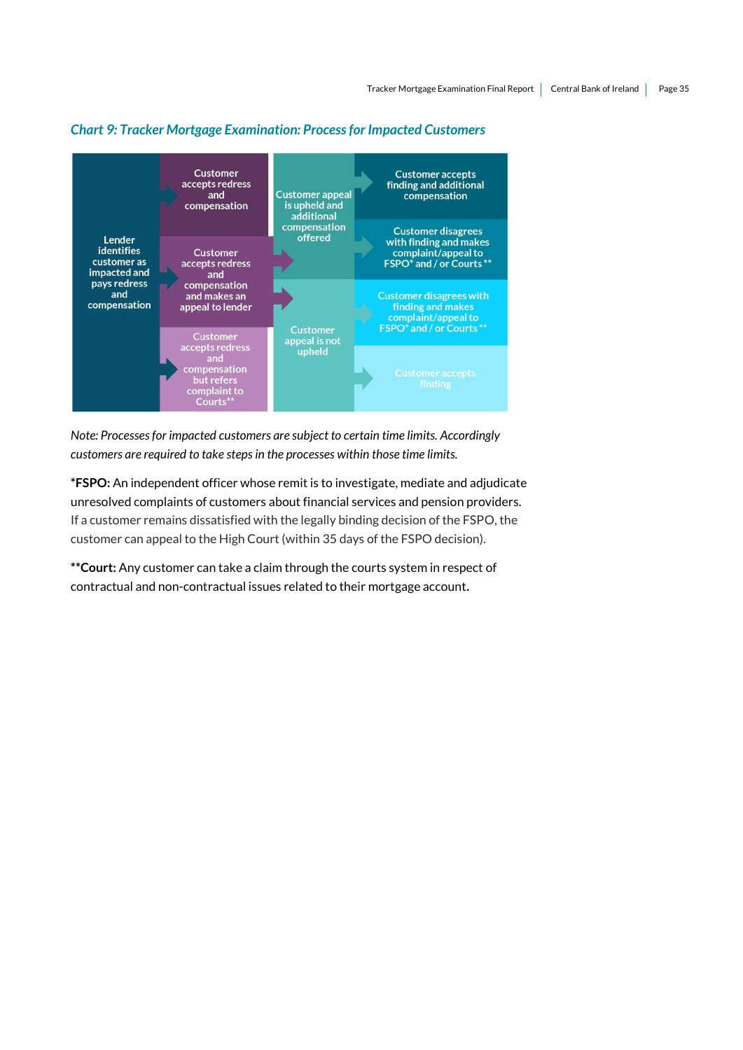## Chart 9: Tracker Mortgage Examination: Process for Impacted Customers

Lender identifies customer as impacted and pays redress and compensation

- Customer accepts redress and compensation
- Customer accepts redress and compensation and makes an appeal to lender
  - Customer appeal is upheld and additional compensation offered
    - Customer accepts finding and additional compensation
    - Customer disagrees with finding and makes complaint/appeal to FSPO* and / or Courts**
  - Customer appeal is not upheld
    - Customer disagrees with finding and makes complaint/appeal to FSPO* and / or Courts**
    - Customer accepts finding
- Customer accepts redress and compensation but refers complaint to Courts**

*Note: Processes for impacted customers are subject to certain time limits. Accordingly customers are required to take steps in the processes within those time limits.*

**\*FSPO:** An independent officer whose remit is to investigate, mediate and adjudicate unresolved complaints of customers about financial services and pension providers. If a customer remains dissatisfied with the legally binding decision of the FSPO, the customer can appeal to the High Court (within 35 days of the FSPO decision).

**\*\*Court:** Any customer can take a claim through the courts system in respect of contractual and non-contractual issues related to their mortgage account.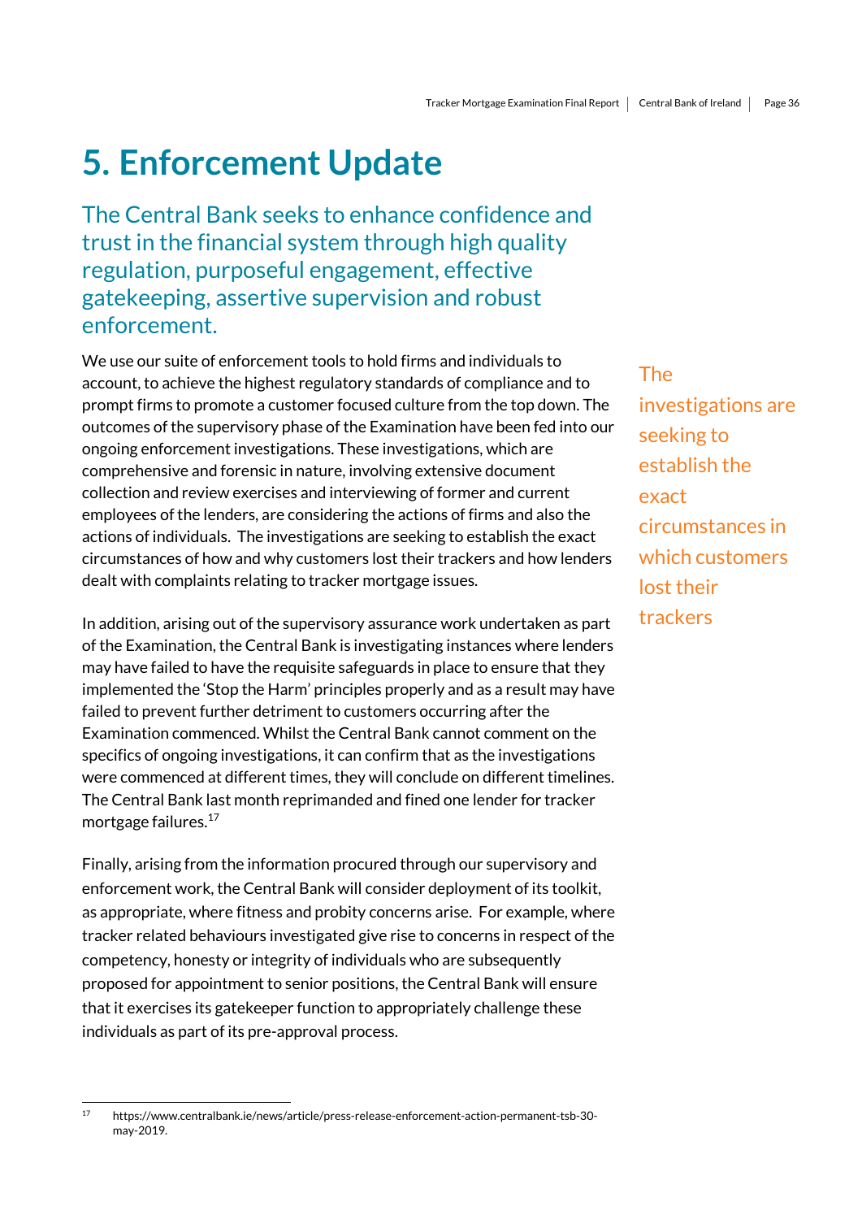# 5. Enforcement Update

## The Central Bank seeks to enhance confidence and trust in the financial system through high quality regulation, purposeful engagement, effective gatekeeping, assertive supervision and robust enforcement.

We use our suite of enforcement tools to hold firms and individuals to account, to achieve the highest regulatory standards of compliance and to prompt firms to promote a customer focused culture from the top down. The outcomes of the supervisory phase of the Examination have been fed into our ongoing enforcement investigations. These investigations, which are comprehensive and forensic in nature, involving extensive document collection and review exercises and interviewing of former and current employees of the lenders, are considering the actions of firms and also the actions of individuals. The investigations are seeking to establish the exact circumstances of how and why customers lost their trackers and how lenders dealt with complaints relating to tracker mortgage issues.

> The investigations are seeking to establish the exact circumstances in which customers lost their trackers

In addition, arising out of the supervisory assurance work undertaken as part of the Examination, the Central Bank is investigating instances where lenders may have failed to have the requisite safeguards in place to ensure that they implemented the 'Stop the Harm' principles properly and as a result may have failed to prevent further detriment to customers occurring after the Examination commenced. Whilst the Central Bank cannot comment on the specifics of ongoing investigations, it can confirm that as the investigations were commenced at different times, they will conclude on different timelines. The Central Bank last month reprimanded and fined one lender for tracker mortgage failures.[17]

Finally, arising from the information procured through our supervisory and enforcement work, the Central Bank will consider deployment of its toolkit, as appropriate, where fitness and probity concerns arise. For example, where tracker related behaviours investigated give rise to concerns in respect of the competency, honesty or integrity of individuals who are subsequently proposed for appointment to senior positions, the Central Bank will ensure that it exercises its gatekeeper function to appropriately challenge these individuals as part of its pre-approval process.

---

[17] https://www.centralbank.ie/news/article/press-release-enforcement-action-permanent-tsb-30-may-2019.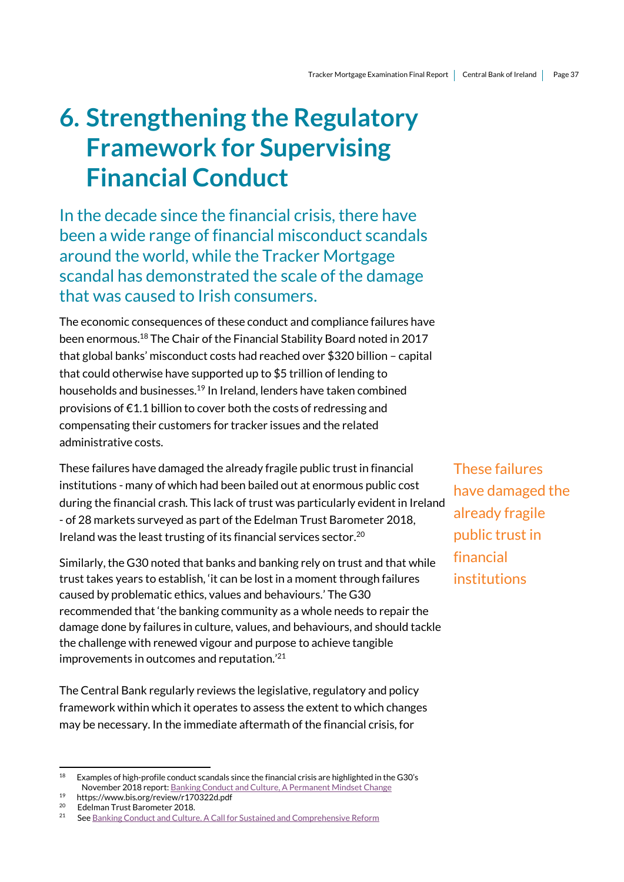# 6. Strengthening the Regulatory Framework for Supervising Financial Conduct

In the decade since the financial crisis, there have been a wide range of financial misconduct scandals around the world, while the Tracker Mortgage scandal has demonstrated the scale of the damage that was caused to Irish consumers.

The economic consequences of these conduct and compliance failures have been enormous.[18] The Chair of the Financial Stability Board noted in 2017 that global banks' misconduct costs had reached over $320 billion – capital that could otherwise have supported up to $5 trillion of lending to households and businesses.[19] In Ireland, lenders have taken combined provisions of €1.1 billion to cover both the costs of redressing and compensating their customers for tracker issues and the related administrative costs.

These failures have damaged the already fragile public trust in financial institutions - many of which had been bailed out at enormous public cost during the financial crash. This lack of trust was particularly evident in Ireland - of 28 markets surveyed as part of the Edelman Trust Barometer 2018, Ireland was the least trusting of its financial services sector.[20]

> These failures have damaged the already fragile public trust in financial institutions

Similarly, the G30 noted that banks and banking rely on trust and that while trust takes years to establish, 'it can be lost in a moment through failures caused by problematic ethics, values and behaviours.' The G30 recommended that 'the banking community as a whole needs to repair the damage done by failures in culture, values, and behaviours, and should tackle the challenge with renewed vigour and purpose to achieve tangible improvements in outcomes and reputation.'[21]

The Central Bank regularly reviews the legislative, regulatory and policy framework within which it operates to assess the extent to which changes may be necessary. In the immediate aftermath of the financial crisis, for

---

[18] Examples of high-profile conduct scandals since the financial crisis are highlighted in the G30's November 2018 report: Banking Conduct and Culture, A Permanent Mindset Change

[19] https://www.bis.org/review/r170322d.pdf

[20] Edelman Trust Barometer 2018.

[21] See Banking Conduct and Culture. A Call for Sustained and Comprehensive Reform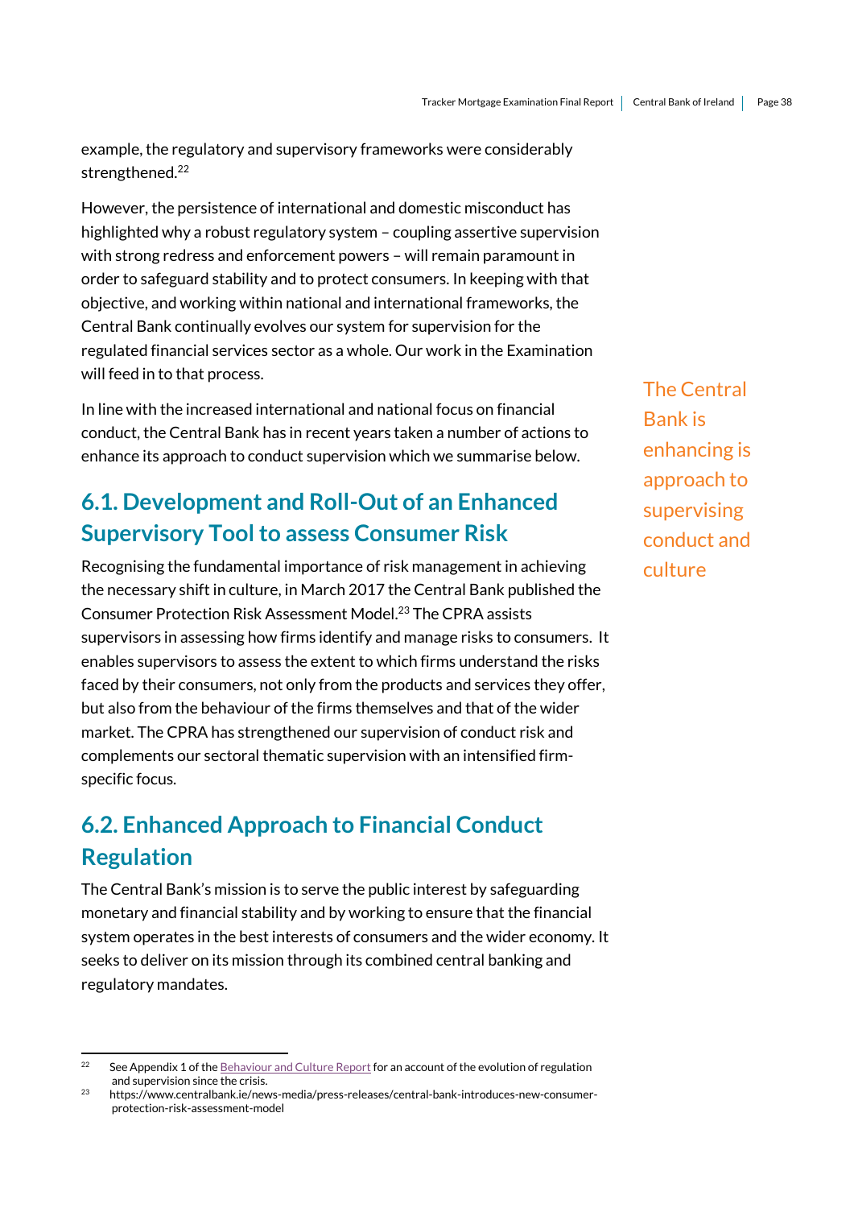example, the regulatory and supervisory frameworks were considerably strengthened.[22]

However, the persistence of international and domestic misconduct has highlighted why a robust regulatory system – coupling assertive supervision with strong redress and enforcement powers – will remain paramount in order to safeguard stability and to protect consumers. In keeping with that objective, and working within national and international frameworks, the Central Bank continually evolves our system for supervision for the regulated financial services sector as a whole. Our work in the Examination will feed in to that process.

In line with the increased international and national focus on financial conduct, the Central Bank has in recent years taken a number of actions to enhance its approach to conduct supervision which we summarise below.

The Central Bank is enhancing is approach to supervising conduct and culture

## 6.1. Development and Roll-Out of an Enhanced Supervisory Tool to assess Consumer Risk

Recognising the fundamental importance of risk management in achieving the necessary shift in culture, in March 2017 the Central Bank published the Consumer Protection Risk Assessment Model.[23] The CPRA assists supervisors in assessing how firms identify and manage risks to consumers. It enables supervisors to assess the extent to which firms understand the risks faced by their consumers, not only from the products and services they offer, but also from the behaviour of the firms themselves and that of the wider market. The CPRA has strengthened our supervision of conduct risk and complements our sectoral thematic supervision with an intensified firm-specific focus.

## 6.2. Enhanced Approach to Financial Conduct Regulation

The Central Bank's mission is to serve the public interest by safeguarding monetary and financial stability and by working to ensure that the financial system operates in the best interests of consumers and the wider economy. It seeks to deliver on its mission through its combined central banking and regulatory mandates.

---

[22] See Appendix 1 of the Behaviour and Culture Report for an account of the evolution of regulation and supervision since the crisis.

[23] https://www.centralbank.ie/news-media/press-releases/central-bank-introduces-new-consumer-protection-risk-assessment-model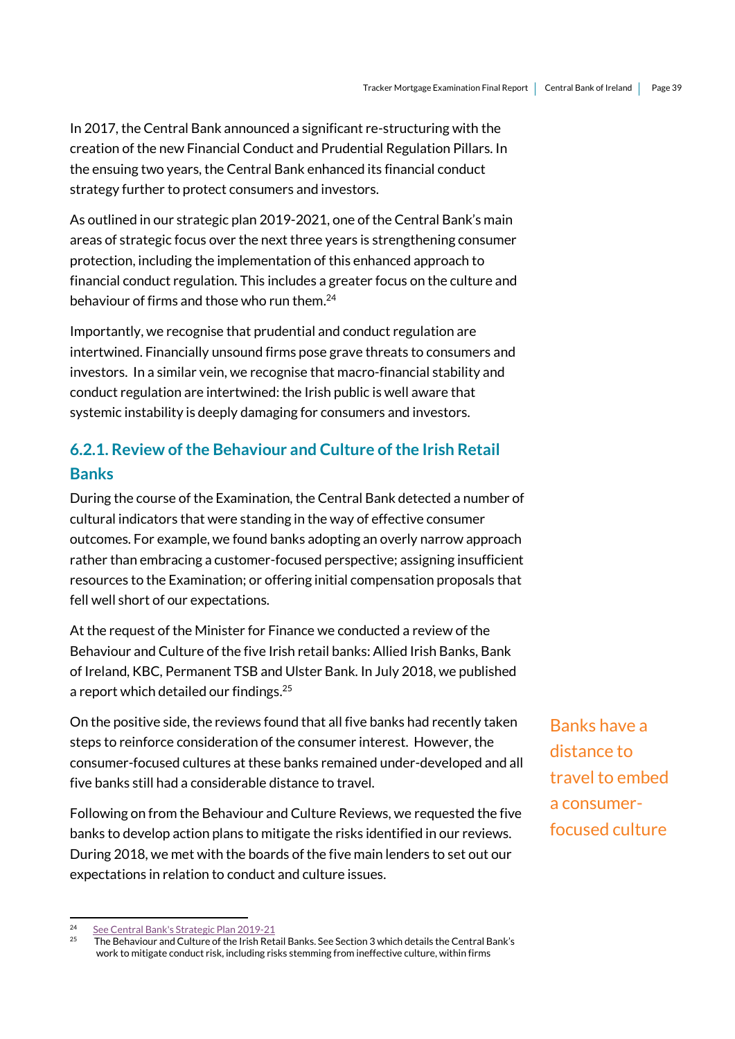In 2017, the Central Bank announced a significant re-structuring with the creation of the new Financial Conduct and Prudential Regulation Pillars. In the ensuing two years, the Central Bank enhanced its financial conduct strategy further to protect consumers and investors.

As outlined in our strategic plan 2019-2021, one of the Central Bank's main areas of strategic focus over the next three years is strengthening consumer protection, including the implementation of this enhanced approach to financial conduct regulation. This includes a greater focus on the culture and behaviour of firms and those who run them.[24]

Importantly, we recognise that prudential and conduct regulation are intertwined. Financially unsound firms pose grave threats to consumers and investors. In a similar vein, we recognise that macro-financial stability and conduct regulation are intertwined: the Irish public is well aware that systemic instability is deeply damaging for consumers and investors.

### 6.2.1. Review of the Behaviour and Culture of the Irish Retail Banks

During the course of the Examination, the Central Bank detected a number of cultural indicators that were standing in the way of effective consumer outcomes. For example, we found banks adopting an overly narrow approach rather than embracing a customer-focused perspective; assigning insufficient resources to the Examination; or offering initial compensation proposals that fell well short of our expectations.

At the request of the Minister for Finance we conducted a review of the Behaviour and Culture of the five Irish retail banks: Allied Irish Banks, Bank of Ireland, KBC, Permanent TSB and Ulster Bank. In July 2018, we published a report which detailed our findings.[25]

On the positive side, the reviews found that all five banks had recently taken steps to reinforce consideration of the consumer interest. However, the consumer-focused cultures at these banks remained under-developed and all five banks still had a considerable distance to travel.

Banks have a distance to travel to embed a consumer-focused culture

Following on from the Behaviour and Culture Reviews, we requested the five banks to develop action plans to mitigate the risks identified in our reviews. During 2018, we met with the boards of the five main lenders to set out our expectations in relation to conduct and culture issues.

---

[24] See Central Bank's Strategic Plan 2019-21

[25] The Behaviour and Culture of the Irish Retail Banks. See Section 3 which details the Central Bank's work to mitigate conduct risk, including risks stemming from ineffective culture, within firms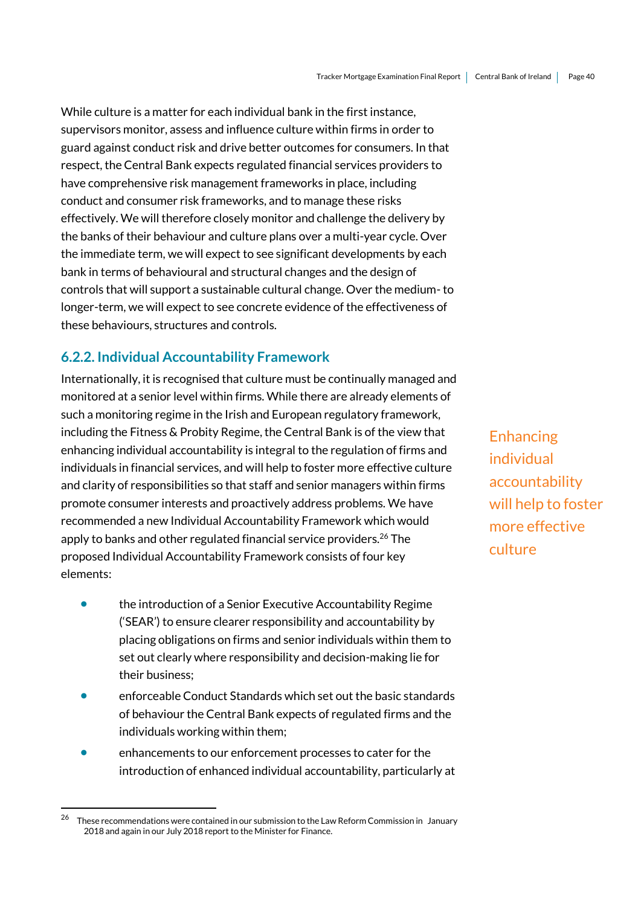While culture is a matter for each individual bank in the first instance, supervisors monitor, assess and influence culture within firms in order to guard against conduct risk and drive better outcomes for consumers. In that respect, the Central Bank expects regulated financial services providers to have comprehensive risk management frameworks in place, including conduct and consumer risk frameworks, and to manage these risks effectively. We will therefore closely monitor and challenge the delivery by the banks of their behaviour and culture plans over a multi-year cycle. Over the immediate term, we will expect to see significant developments by each bank in terms of behavioural and structural changes and the design of controls that will support a sustainable cultural change. Over the medium- to longer-term, we will expect to see concrete evidence of the effectiveness of these behaviours, structures and controls.

### 6.2.2. Individual Accountability Framework

Internationally, it is recognised that culture must be continually managed and monitored at a senior level within firms. While there are already elements of such a monitoring regime in the Irish and European regulatory framework, including the Fitness & Probity Regime, the Central Bank is of the view that enhancing individual accountability is integral to the regulation of firms and individuals in financial services, and will help to foster more effective culture and clarity of responsibilities so that staff and senior managers within firms promote consumer interests and proactively address problems. We have recommended a new Individual Accountability Framework which would apply to banks and other regulated financial service providers.[26] The proposed Individual Accountability Framework consists of four key elements:

> Enhancing individual accountability will help to foster more effective culture

- the introduction of a Senior Executive Accountability Regime ('SEAR') to ensure clearer responsibility and accountability by placing obligations on firms and senior individuals within them to set out clearly where responsibility and decision-making lie for their business;
- enforceable Conduct Standards which set out the basic standards of behaviour the Central Bank expects of regulated firms and the individuals working within them;
- enhancements to our enforcement processes to cater for the introduction of enhanced individual accountability, particularly at

[26] These recommendations were contained in our submission to the Law Reform Commission in January 2018 and again in our July 2018 report to the Minister for Finance.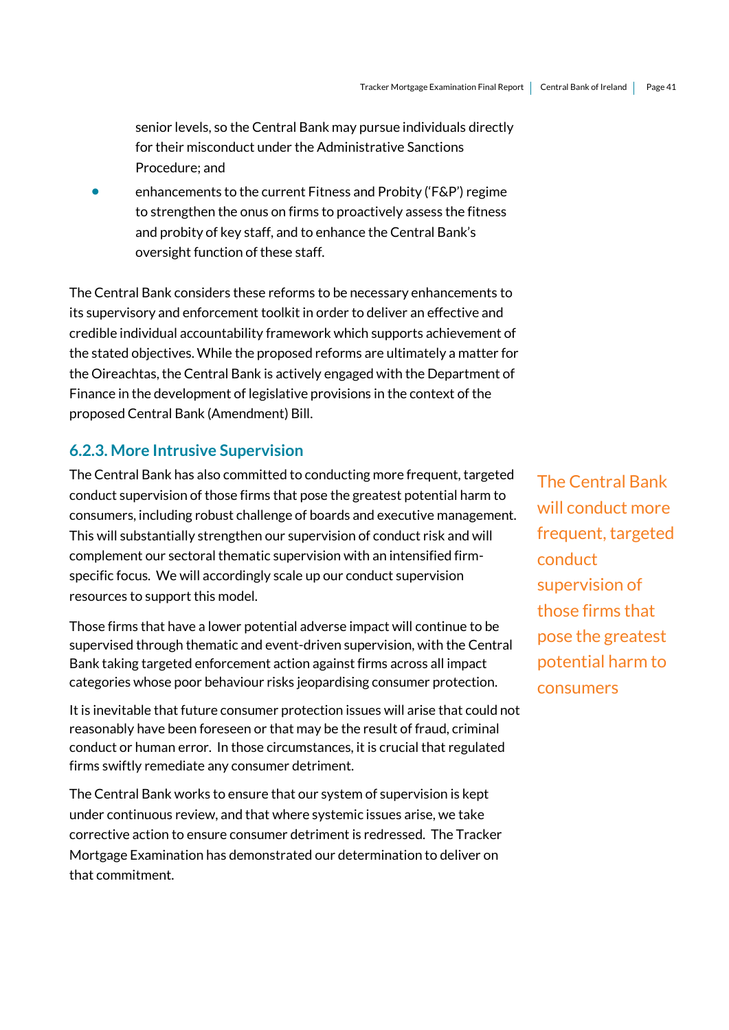senior levels, so the Central Bank may pursue individuals directly for their misconduct under the Administrative Sanctions Procedure; and

- enhancements to the current Fitness and Probity ('F&P') regime to strengthen the onus on firms to proactively assess the fitness and probity of key staff, and to enhance the Central Bank's oversight function of these staff.

The Central Bank considers these reforms to be necessary enhancements to its supervisory and enforcement toolkit in order to deliver an effective and credible individual accountability framework which supports achievement of the stated objectives. While the proposed reforms are ultimately a matter for the Oireachtas, the Central Bank is actively engaged with the Department of Finance in the development of legislative provisions in the context of the proposed Central Bank (Amendment) Bill.

### 6.2.3. More Intrusive Supervision

The Central Bank has also committed to conducting more frequent, targeted conduct supervision of those firms that pose the greatest potential harm to consumers, including robust challenge of boards and executive management. This will substantially strengthen our supervision of conduct risk and will complement our sectoral thematic supervision with an intensified firm-specific focus. We will accordingly scale up our conduct supervision resources to support this model.

> The Central Bank will conduct more frequent, targeted conduct supervision of those firms that pose the greatest potential harm to consumers

Those firms that have a lower potential adverse impact will continue to be supervised through thematic and event-driven supervision, with the Central Bank taking targeted enforcement action against firms across all impact categories whose poor behaviour risks jeopardising consumer protection.

It is inevitable that future consumer protection issues will arise that could not reasonably have been foreseen or that may be the result of fraud, criminal conduct or human error. In those circumstances, it is crucial that regulated firms swiftly remediate any consumer detriment.

The Central Bank works to ensure that our system of supervision is kept under continuous review, and that where systemic issues arise, we take corrective action to ensure consumer detriment is redressed. The Tracker Mortgage Examination has demonstrated our determination to deliver on that commitment.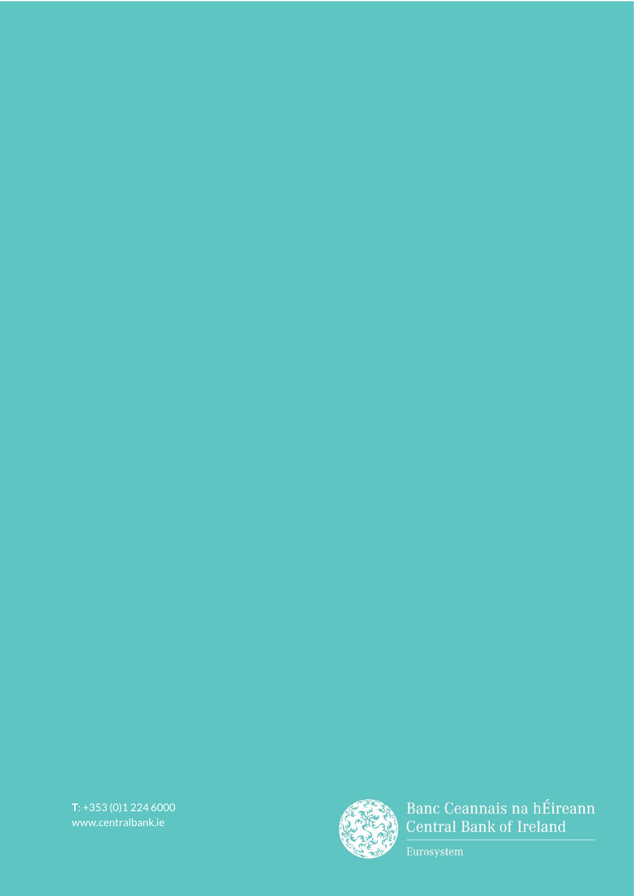**T**: +353 (0)1 224 6000
www.centralbank.ie

Banc Ceannais na hÉireann
Central Bank of Ireland

Eurosystem